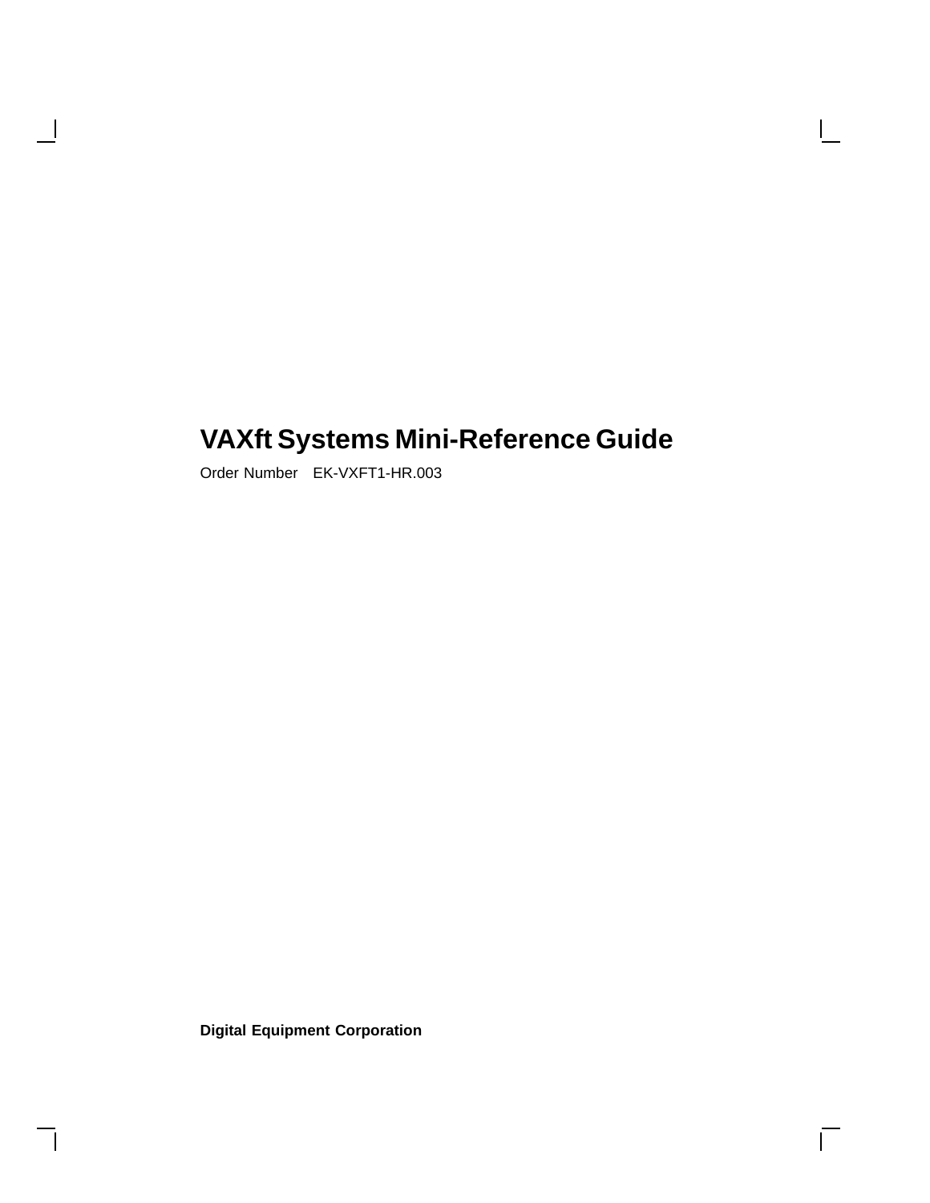# VAXft Systems Mini-Reference Guide

Order Number EK-VXFT1-HR.003

**Digital Equipment Corporation**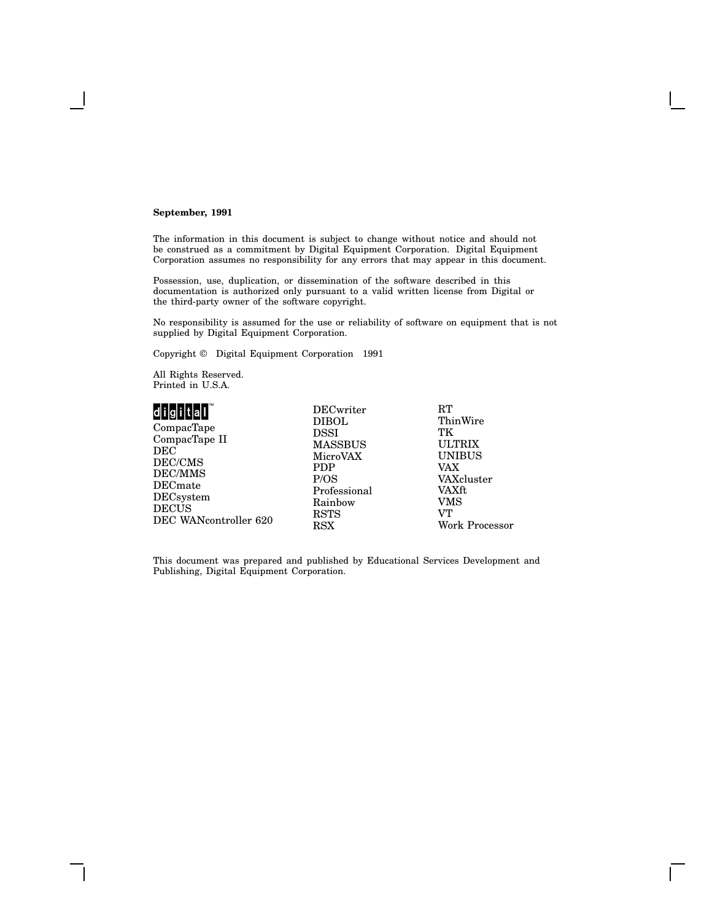**September, 1991**

The information in this document is subject to change without notice and should not be construed as a commitment by Digital Equipment Corporation. Digital Equipment Corporation assumes no responsibility for any errors that may appear in this document.

Possession, use, duplication, or dissemination of the software described in this documentation is authorized only pursuant to a valid written license from Digital or the third-party owner of the software copyright.

No responsibility is assumed for the use or reliability of software on equipment that is not supplied by Digital Equipment Corporation.

Copyright © Digital Equipment Corporation 1991

All Rights Reserved.
Printed in U.S.A.

digital™
CompacTape
CompacTape II
DEC
DEC/CMS
DEC/MMS
DECmate
DECsystem
DECUS
DEC WANcontroller 620
DECwriter
DIBOL
DSSI
MASSBUS
MicroVAX
PDP
P/OS
Professional
Rainbow
RSTS
RSX
RT
ThinWire
TK
ULTRIX
UNIBUS
VAX
VAXcluster
VAXft
VMS
VT
Work Processor

This document was prepared and published by Educational Services Development and Publishing, Digital Equipment Corporation.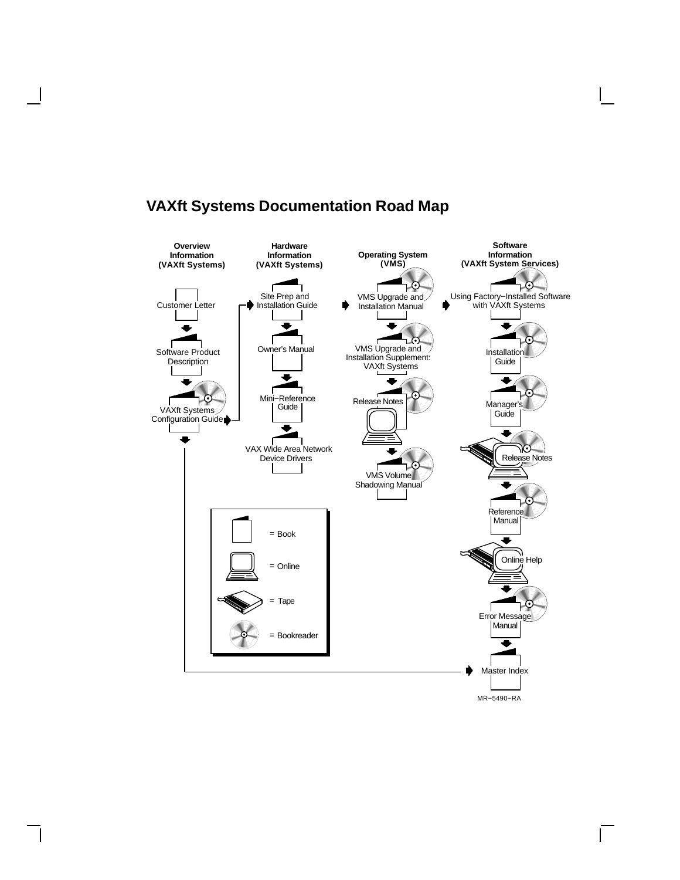# VAXft Systems Documentation Road Map

**Overview Information (VAXft Systems)**

- Customer Letter
- Software Product Description
- VAXft Systems Configuration Guide

**Hardware Information (VAXft Systems)**

- Site Prep and Installation Guide
- Owner's Manual
- Mini−Reference Guide
- VAX Wide Area Network Device Drivers

**Operating System (VMS)**

- VMS Upgrade and Installation Manual
- VMS Upgrade and Installation Supplement: VAXft Systems
- Release Notes
- VMS Volume Shadowing Manual

**Software Information (VAXft System Services)**

- Using Factory−Installed Software with VAXft Systems
- Installation Guide
- Manager's Guide
- Release Notes
- Reference Manual
- Online Help
- Error Message Manual
- Master Index

= Book

= Online

= Tape

= Bookreader

MR−5490−RA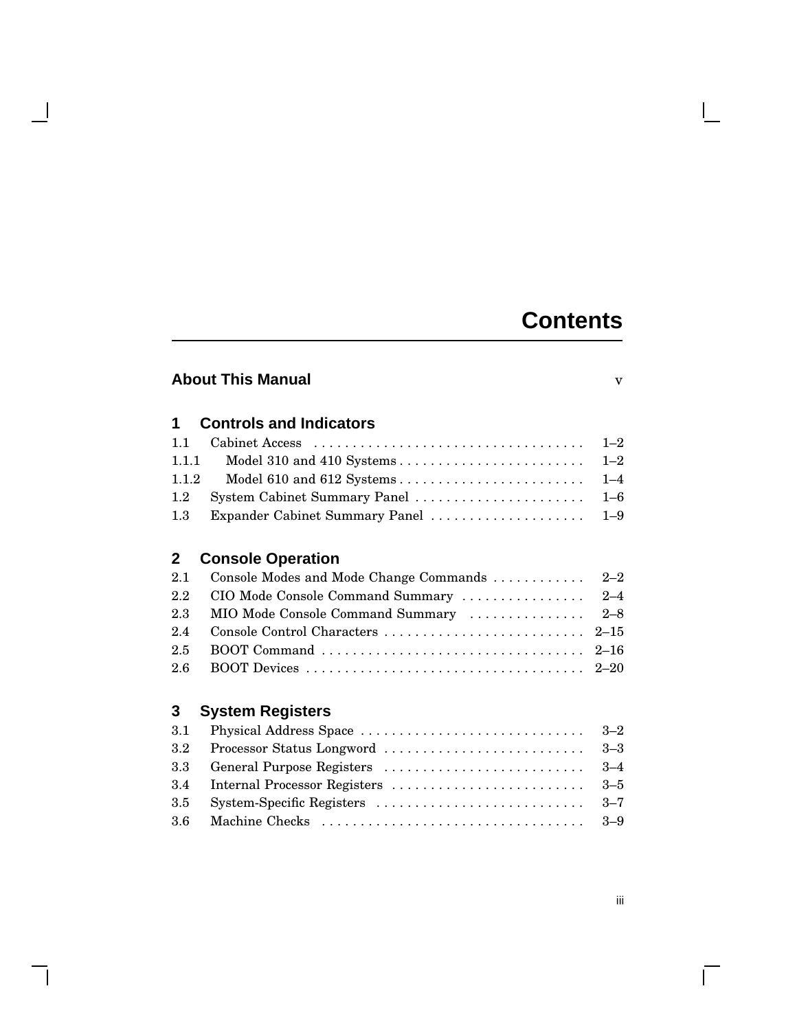# Contents

## About This Manual v

## 1 Controls and Indicators

| | | |
|---|---|---|
| 1.1 | Cabinet Access | 1–2 |
| 1.1.1 | Model 310 and 410 Systems | 1–2 |
| 1.1.2 | Model 610 and 612 Systems | 1–4 |
| 1.2 | System Cabinet Summary Panel | 1–6 |
| 1.3 | Expander Cabinet Summary Panel | 1–9 |

## 2 Console Operation

| | | |
|---|---|---|
| 2.1 | Console Modes and Mode Change Commands | 2–2 |
| 2.2 | CIO Mode Console Command Summary | 2–4 |
| 2.3 | MIO Mode Console Command Summary | 2–8 |
| 2.4 | Console Control Characters | 2–15 |
| 2.5 | BOOT Command | 2–16 |
| 2.6 | BOOT Devices | 2–20 |

## 3 System Registers

| | | |
|---|---|---|
| 3.1 | Physical Address Space | 3–2 |
| 3.2 | Processor Status Longword | 3–3 |
| 3.3 | General Purpose Registers | 3–4 |
| 3.4 | Internal Processor Registers | 3–5 |
| 3.5 | System-Specific Registers | 3–7 |
| 3.6 | Machine Checks | 3–9 |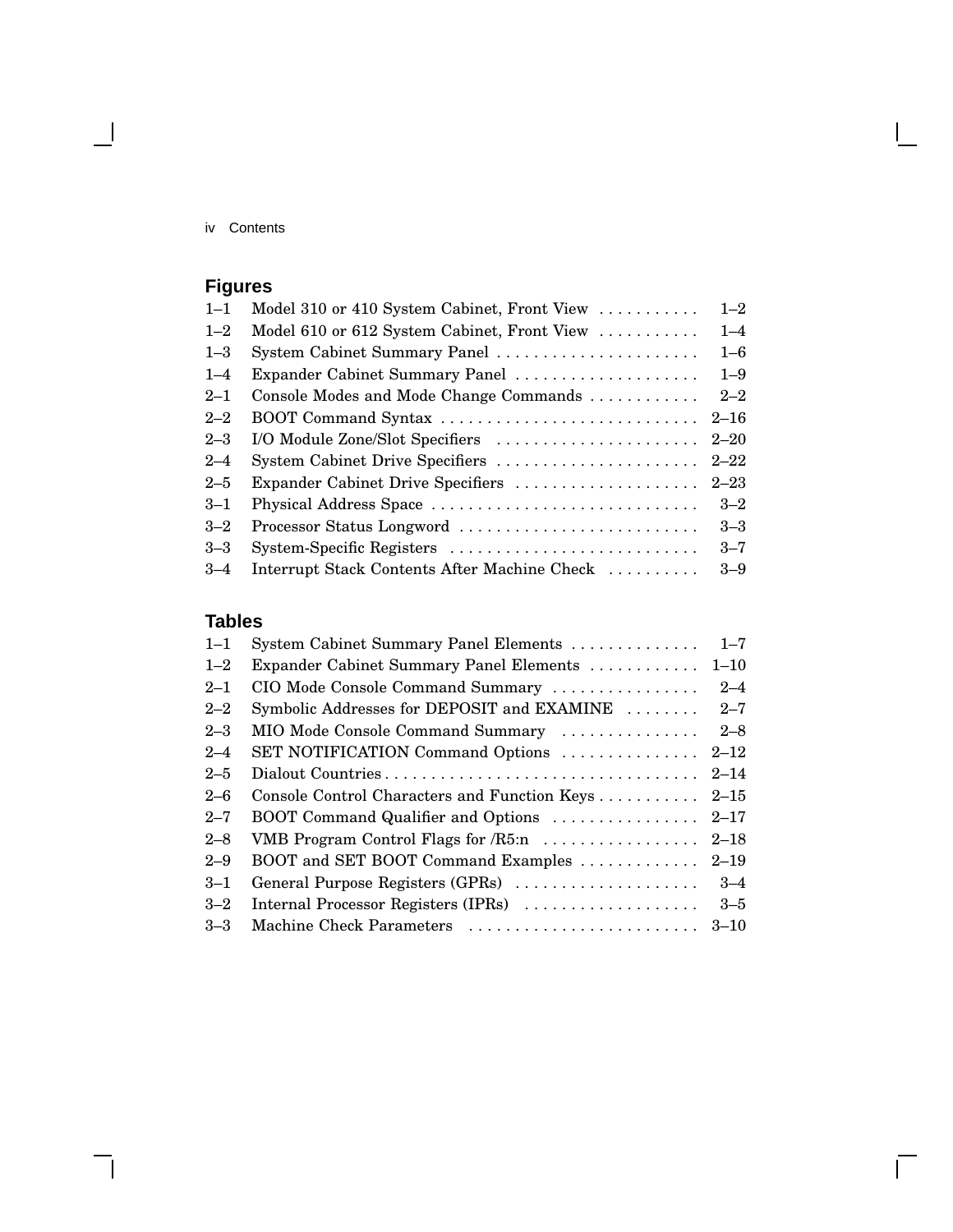## Figures

| | | |
|---|---|---|
| 1–1 | Model 310 or 410 System Cabinet, Front View | 1–2 |
| 1–2 | Model 610 or 612 System Cabinet, Front View | 1–4 |
| 1–3 | System Cabinet Summary Panel | 1–6 |
| 1–4 | Expander Cabinet Summary Panel | 1–9 |
| 2–1 | Console Modes and Mode Change Commands | 2–2 |
| 2–2 | BOOT Command Syntax | 2–16 |
| 2–3 | I/O Module Zone/Slot Specifiers | 2–20 |
| 2–4 | System Cabinet Drive Specifiers | 2–22 |
| 2–5 | Expander Cabinet Drive Specifiers | 2–23 |
| 3–1 | Physical Address Space | 3–2 |
| 3–2 | Processor Status Longword | 3–3 |
| 3–3 | System-Specific Registers | 3–7 |
| 3–4 | Interrupt Stack Contents After Machine Check | 3–9 |

## Tables

| | | |
|---|---|---|
| 1–1 | System Cabinet Summary Panel Elements | 1–7 |
| 1–2 | Expander Cabinet Summary Panel Elements | 1–10 |
| 2–1 | CIO Mode Console Command Summary | 2–4 |
| 2–2 | Symbolic Addresses for DEPOSIT and EXAMINE | 2–7 |
| 2–3 | MIO Mode Console Command Summary | 2–8 |
| 2–4 | SET NOTIFICATION Command Options | 2–12 |
| 2–5 | Dialout Countries | 2–14 |
| 2–6 | Console Control Characters and Function Keys | 2–15 |
| 2–7 | BOOT Command Qualifier and Options | 2–17 |
| 2–8 | VMB Program Control Flags for /R5:n | 2–18 |
| 2–9 | BOOT and SET BOOT Command Examples | 2–19 |
| 3–1 | General Purpose Registers (GPRs) | 3–4 |
| 3–2 | Internal Processor Registers (IPRs) | 3–5 |
| 3–3 | Machine Check Parameters | 3–10 |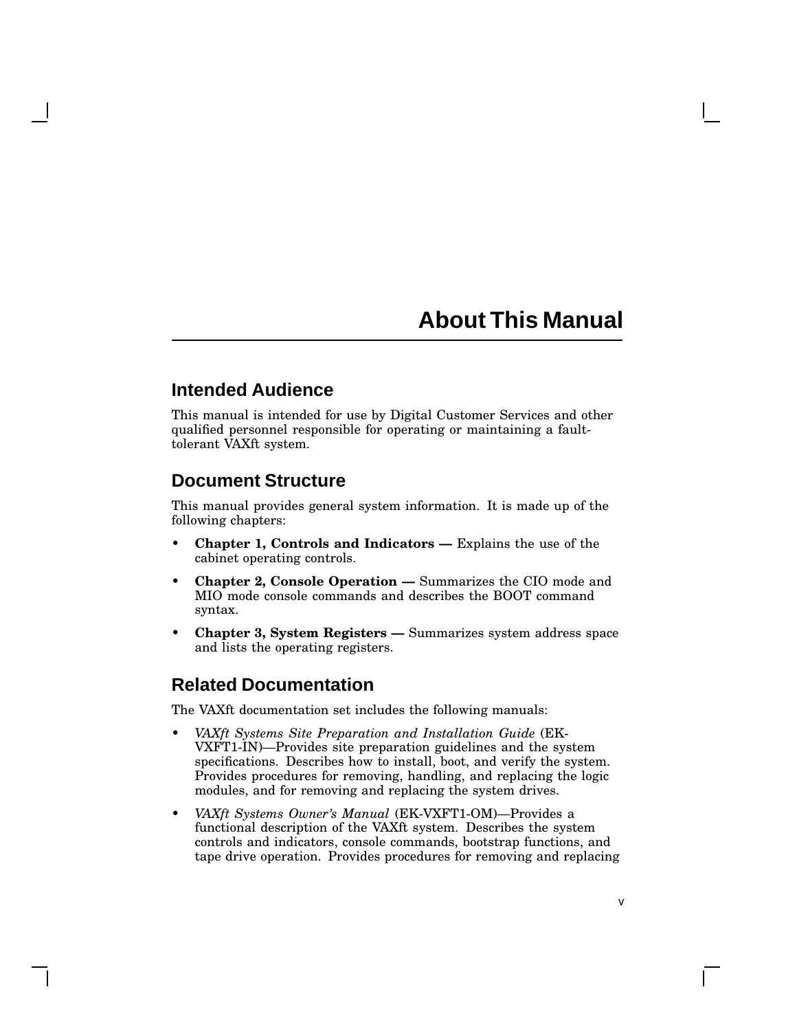# About This Manual

## Intended Audience

This manual is intended for use by Digital Customer Services and other qualified personnel responsible for operating or maintaining a fault-tolerant VAXft system.

## Document Structure

This manual provides general system information. It is made up of the following chapters:

- **Chapter 1, Controls and Indicators —** Explains the use of the cabinet operating controls.
- **Chapter 2, Console Operation —** Summarizes the CIO mode and MIO mode console commands and describes the BOOT command syntax.
- **Chapter 3, System Registers —** Summarizes system address space and lists the operating registers.

## Related Documentation

The VAXft documentation set includes the following manuals:

- *VAXft Systems Site Preparation and Installation Guide* (EK-VXFT1-IN)—Provides site preparation guidelines and the system specifications. Describes how to install, boot, and verify the system. Provides procedures for removing, handling, and replacing the logic modules, and for removing and replacing the system drives.
- *VAXft Systems Owner's Manual* (EK-VXFT1-OM)—Provides a functional description of the VAXft system. Describes the system controls and indicators, console commands, bootstrap functions, and tape drive operation. Provides procedures for removing and replacing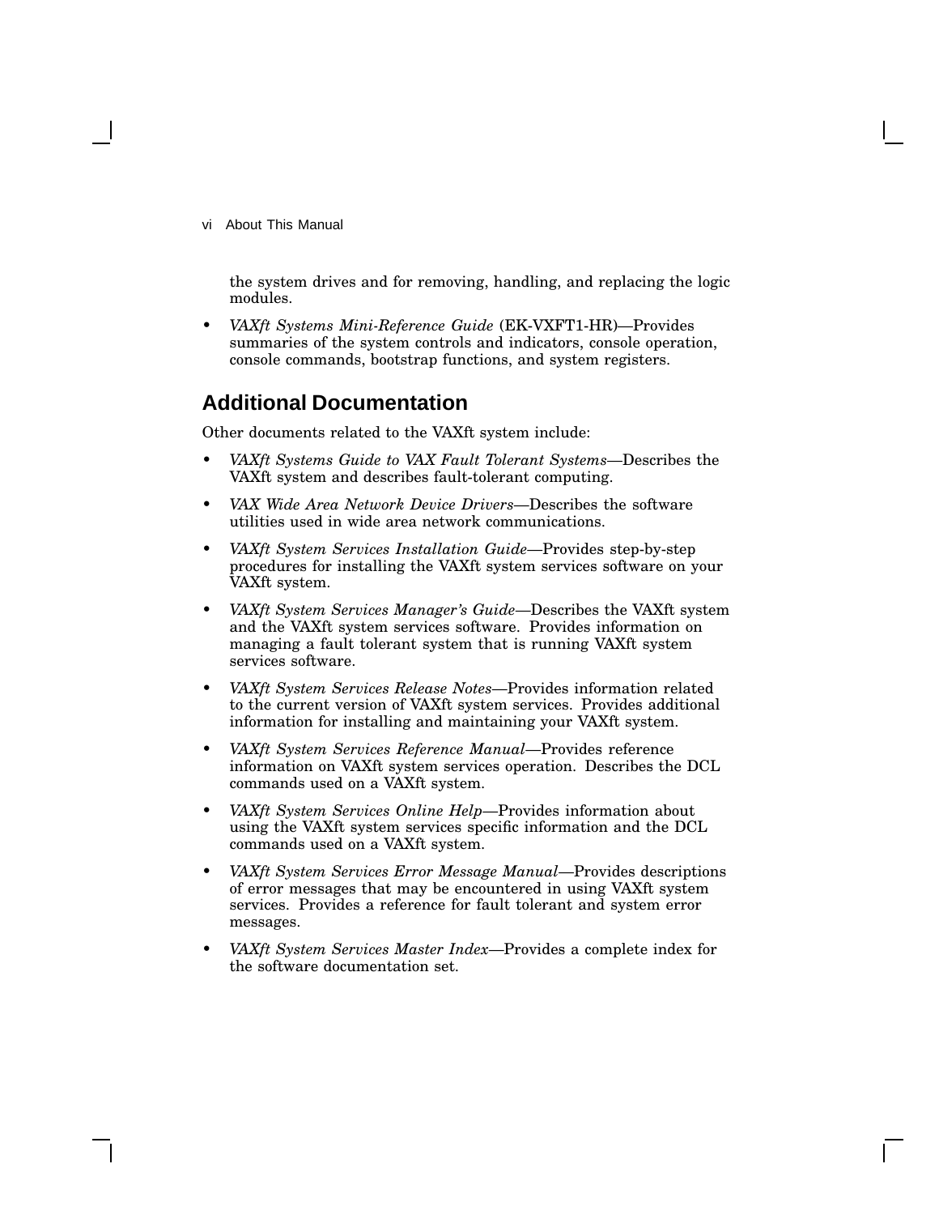the system drives and for removing, handling, and replacing the logic modules.

- *VAXft Systems Mini-Reference Guide* (EK-VXFT1-HR)—Provides summaries of the system controls and indicators, console operation, console commands, bootstrap functions, and system registers.

## Additional Documentation

Other documents related to the VAXft system include:

- *VAXft Systems Guide to VAX Fault Tolerant Systems*—Describes the VAXft system and describes fault-tolerant computing.
- *VAX Wide Area Network Device Drivers*—Describes the software utilities used in wide area network communications.
- *VAXft System Services Installation Guide*—Provides step-by-step procedures for installing the VAXft system services software on your VAXft system.
- *VAXft System Services Manager's Guide*—Describes the VAXft system and the VAXft system services software. Provides information on managing a fault tolerant system that is running VAXft system services software.
- *VAXft System Services Release Notes*—Provides information related to the current version of VAXft system services. Provides additional information for installing and maintaining your VAXft system.
- *VAXft System Services Reference Manual*—Provides reference information on VAXft system services operation. Describes the DCL commands used on a VAXft system.
- *VAXft System Services Online Help*—Provides information about using the VAXft system services specific information and the DCL commands used on a VAXft system.
- *VAXft System Services Error Message Manual*—Provides descriptions of error messages that may be encountered in using VAXft system services. Provides a reference for fault tolerant and system error messages.
- *VAXft System Services Master Index*—Provides a complete index for the software documentation set.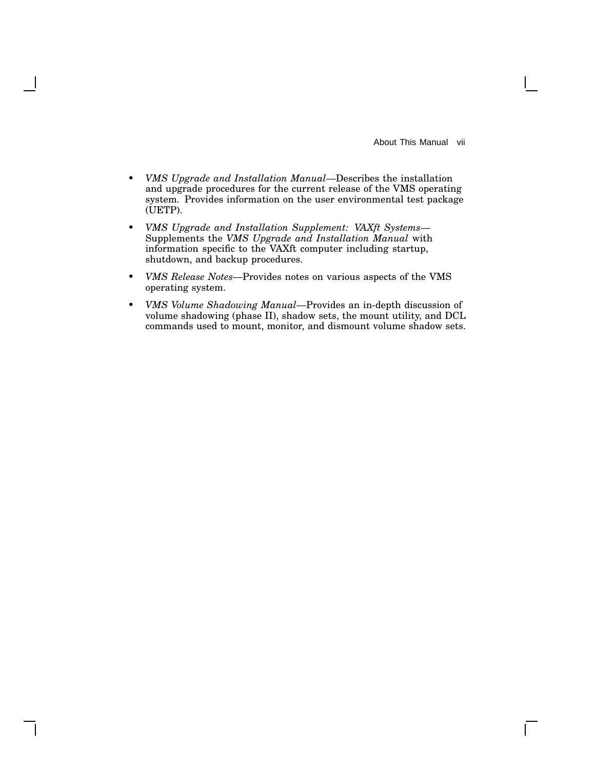- *VMS Upgrade and Installation Manual*—Describes the installation and upgrade procedures for the current release of the VMS operating system. Provides information on the user environmental test package (UETP).
- *VMS Upgrade and Installation Supplement: VAXft Systems*—Supplements the *VMS Upgrade and Installation Manual* with information specific to the VAXft computer including startup, shutdown, and backup procedures.
- *VMS Release Notes*—Provides notes on various aspects of the VMS operating system.
- *VMS Volume Shadowing Manual*—Provides an in-depth discussion of volume shadowing (phase II), shadow sets, the mount utility, and DCL commands used to mount, monitor, and dismount volume shadow sets.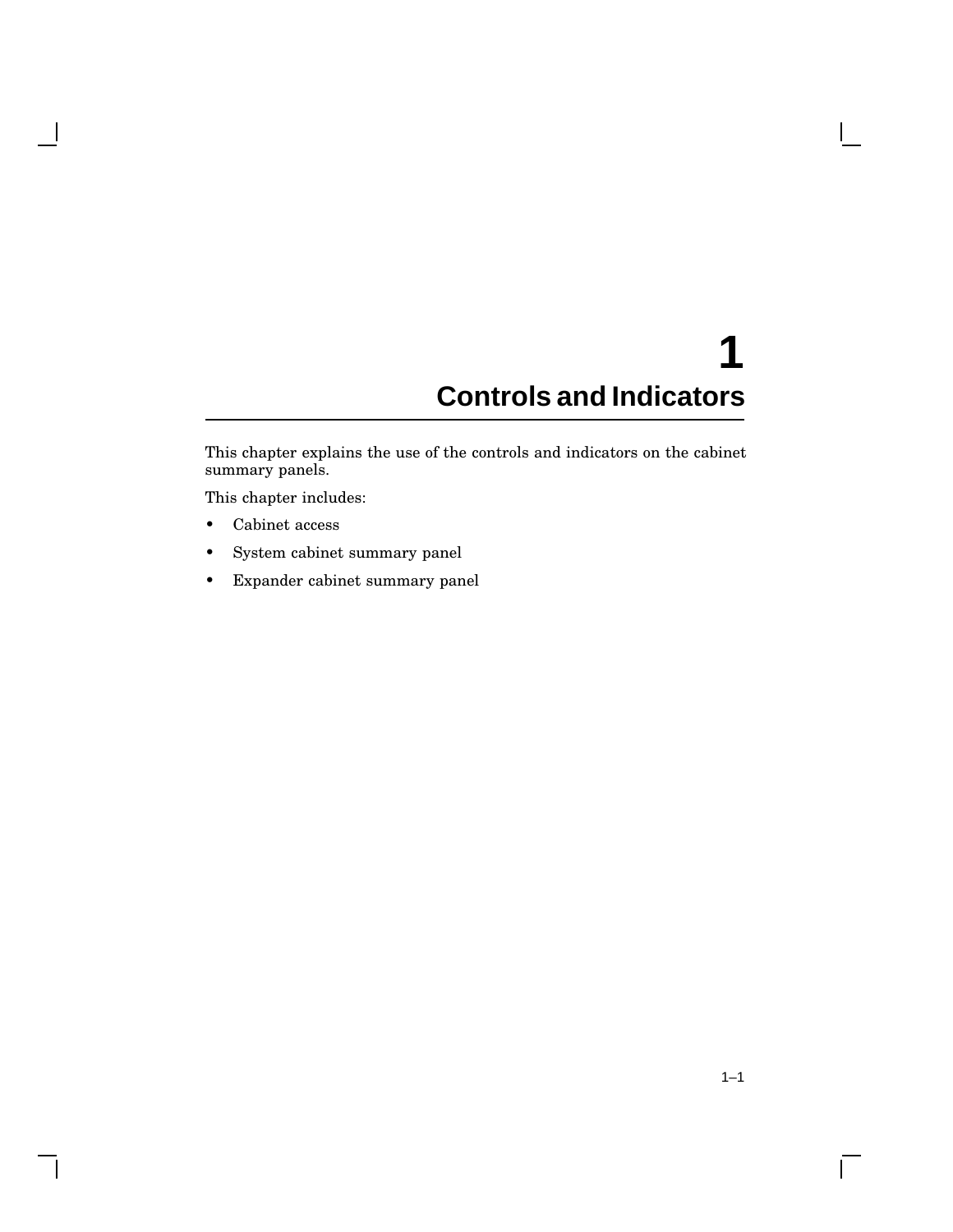# 1 Controls and Indicators

This chapter explains the use of the controls and indicators on the cabinet summary panels.

This chapter includes:

- Cabinet access
- System cabinet summary panel
- Expander cabinet summary panel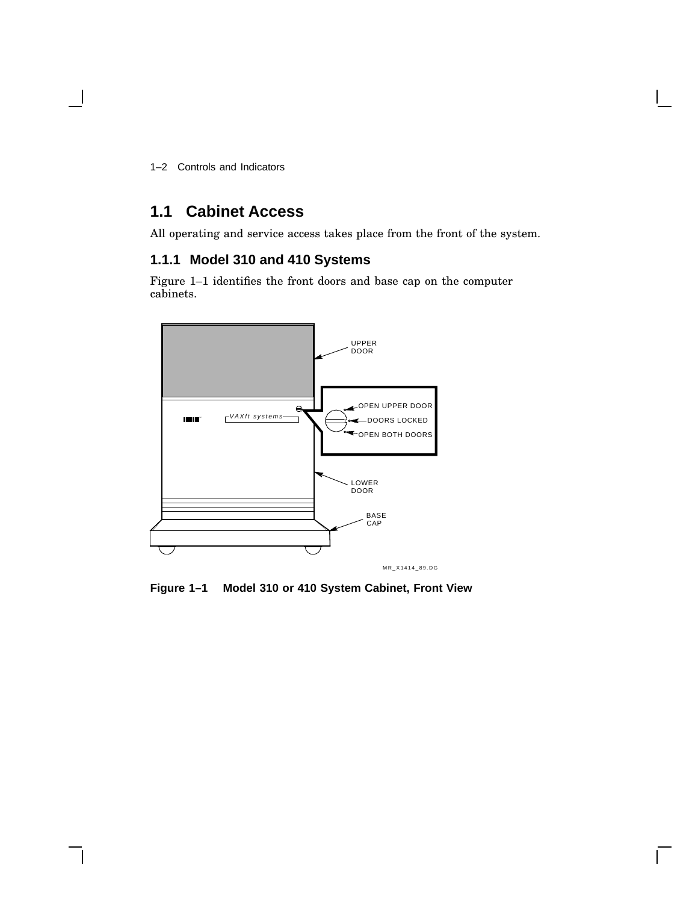## 1.1 Cabinet Access

All operating and service access takes place from the front of the system.

### 1.1.1 Model 310 and 410 Systems

Figure 1–1 identifies the front doors and base cap on the computer cabinets.

**Figure 1–1 Model 310 or 410 System Cabinet, Front View**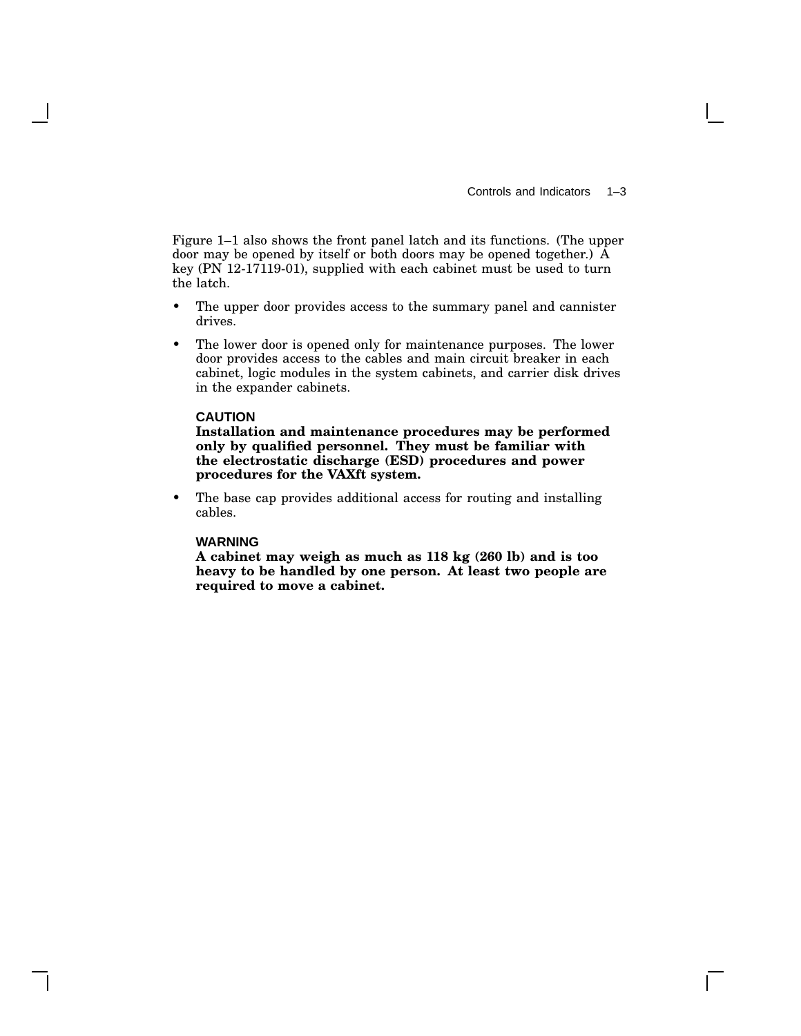Figure 1–1 also shows the front panel latch and its functions. (The upper door may be opened by itself or both doors may be opened together.) A key (PN 12-17119-01), supplied with each cabinet must be used to turn the latch.

- The upper door provides access to the summary panel and cannister drives.
- The lower door is opened only for maintenance purposes. The lower door provides access to the cables and main circuit breaker in each cabinet, logic modules in the system cabinets, and carrier disk drives in the expander cabinets.

  **CAUTION**
  **Installation and maintenance procedures may be performed only by qualified personnel. They must be familiar with the electrostatic discharge (ESD) procedures and power procedures for the VAXft system.**

- The base cap provides additional access for routing and installing cables.

  **WARNING**
  **A cabinet may weigh as much as 118 kg (260 lb) and is too heavy to be handled by one person. At least two people are required to move a cabinet.**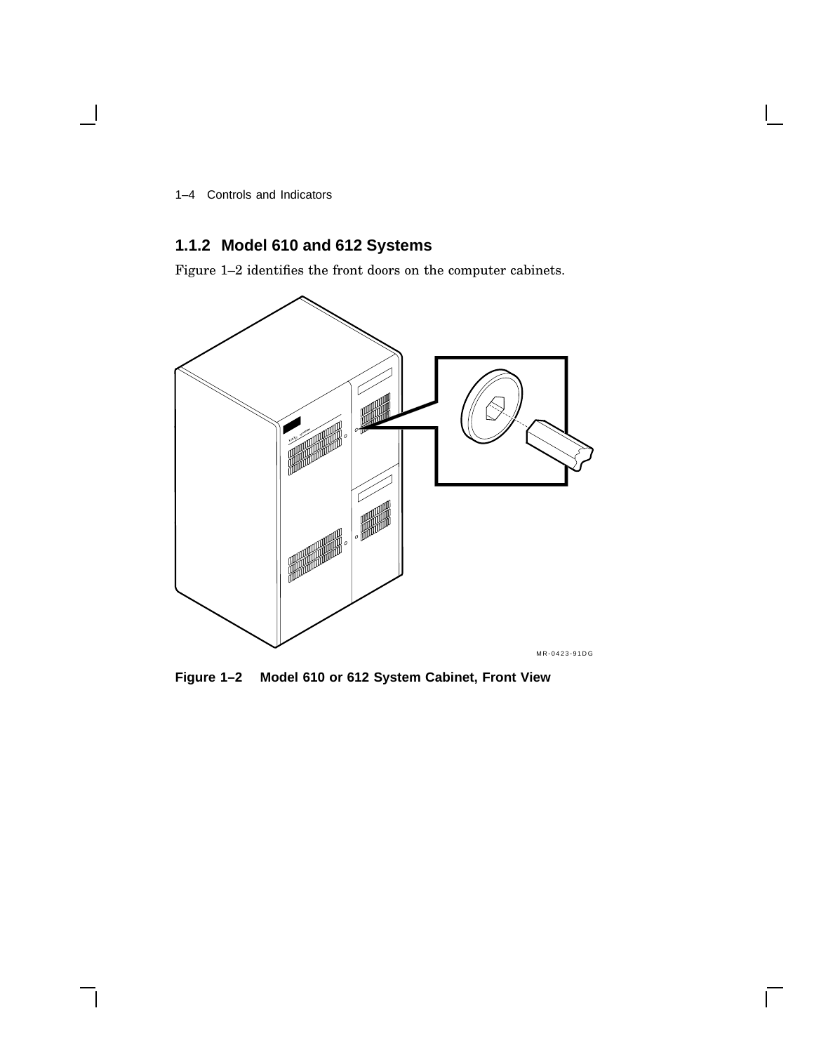## 1.1.2 Model 610 and 612 Systems

Figure 1–2 identifies the front doors on the computer cabinets.

MR-0423-91DG

**Figure 1–2 Model 610 or 612 System Cabinet, Front View**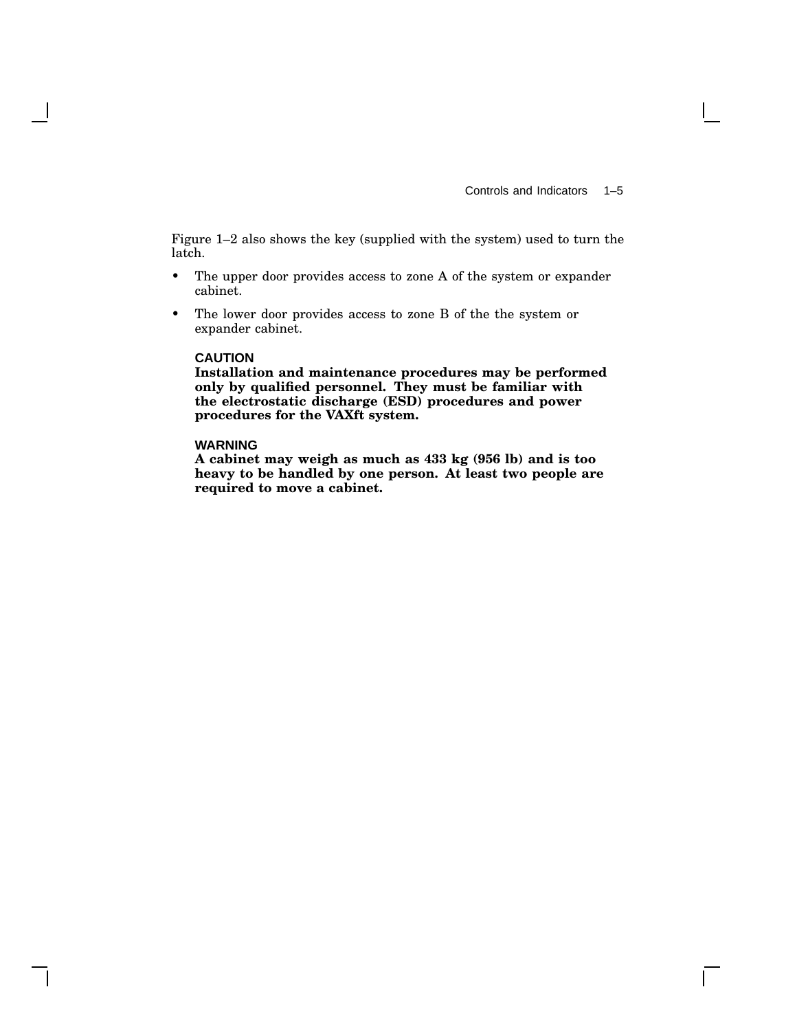Figure 1–2 also shows the key (supplied with the system) used to turn the latch.

- The upper door provides access to zone A of the system or expander cabinet.
- The lower door provides access to zone B of the the system or expander cabinet.

**CAUTION**
**Installation and maintenance procedures may be performed only by qualified personnel. They must be familiar with the electrostatic discharge (ESD) procedures and power procedures for the VAXft system.**

**WARNING**
**A cabinet may weigh as much as 433 kg (956 lb) and is too heavy to be handled by one person. At least two people are required to move a cabinet.**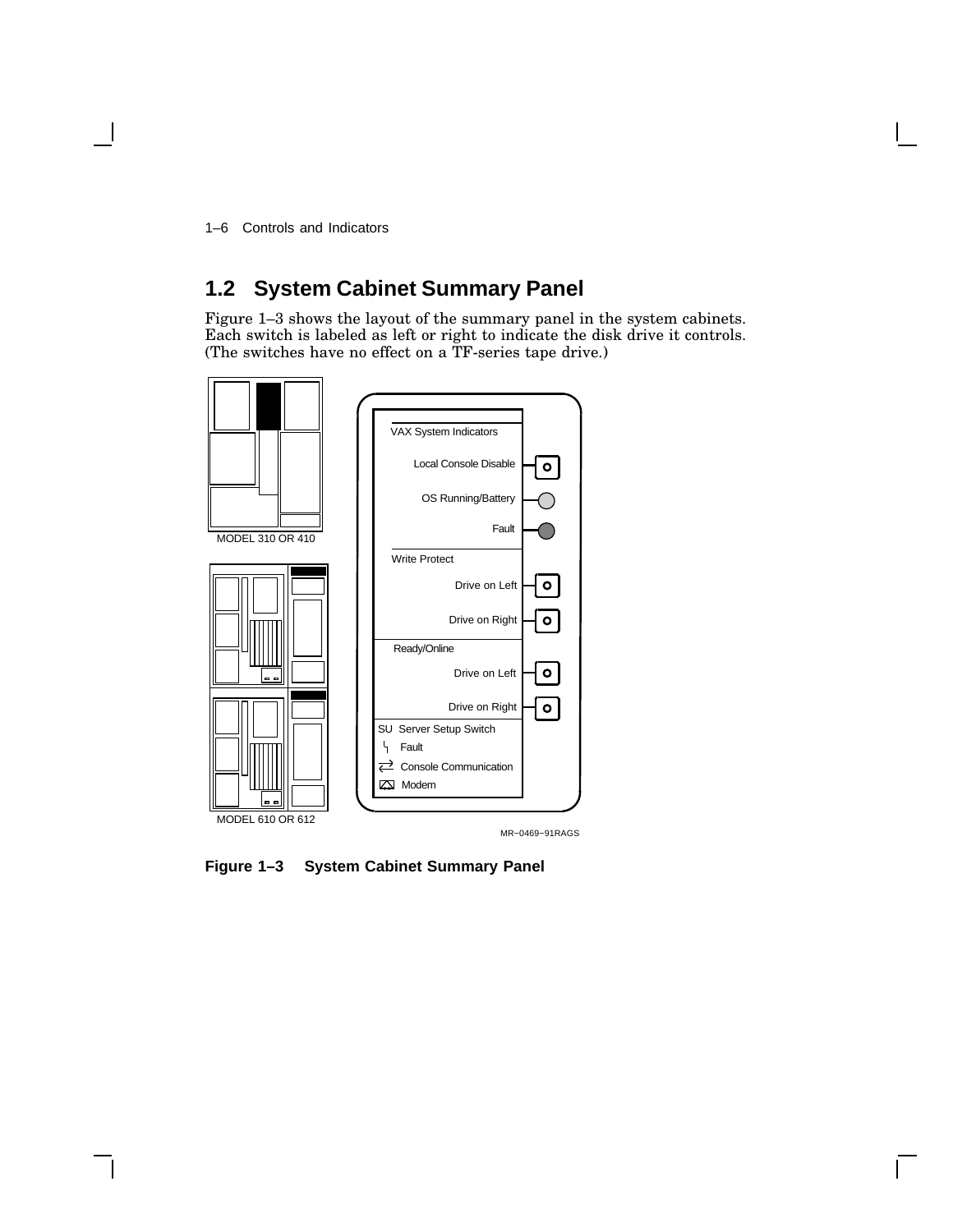## 1.2 System Cabinet Summary Panel

Figure 1–3 shows the layout of the summary panel in the system cabinets. Each switch is labeled as left or right to indicate the disk drive it controls. (The switches have no effect on a TF-series tape drive.)

**Figure 1–3 System Cabinet Summary Panel**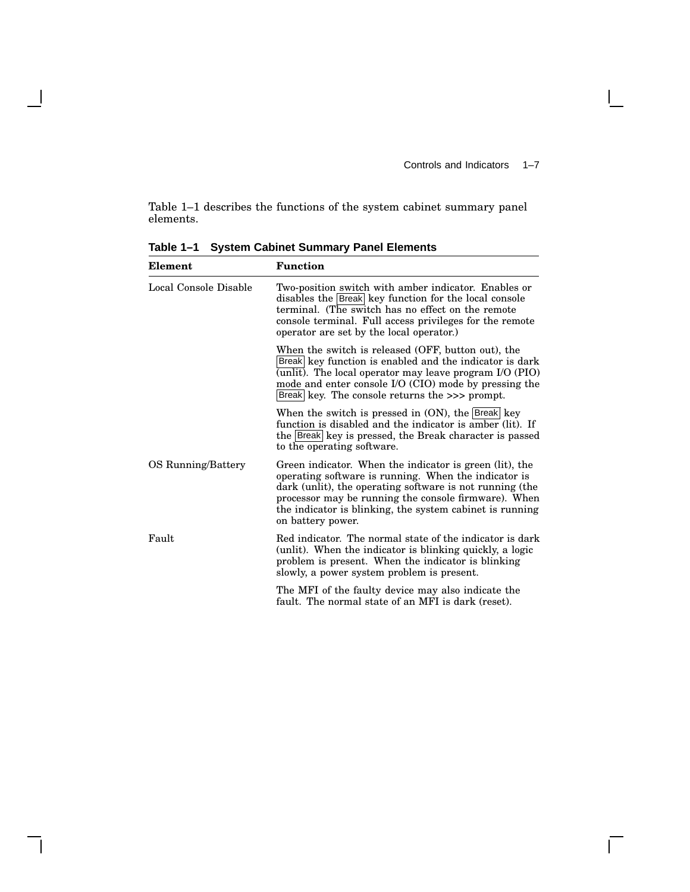Table 1–1 describes the functions of the system cabinet summary panel elements.

**Table 1–1 System Cabinet Summary Panel Elements**

| Element | Function |
|---|---|
| Local Console Disable | Two-position switch with amber indicator. Enables or disables the Break key function for the local console terminal. (The switch has no effect on the remote console terminal. Full access privileges for the remote operator are set by the local operator.) |
| | When the switch is released (OFF, button out), the Break key function is enabled and the indicator is dark (unlit). The local operator may leave program I/O (PIO) mode and enter console I/O (CIO) mode by pressing the Break key. The console returns the >>> prompt. |
| | When the switch is pressed in (ON), the Break key function is disabled and the indicator is amber (lit). If the Break key is pressed, the Break character is passed to the operating software. |
| OS Running/Battery | Green indicator. When the indicator is green (lit), the operating software is running. When the indicator is dark (unlit), the operating software is not running (the processor may be running the console firmware). When the indicator is blinking, the system cabinet is running on battery power. |
| Fault | Red indicator. The normal state of the indicator is dark (unlit). When the indicator is blinking quickly, a logic problem is present. When the indicator is blinking slowly, a power system problem is present. |
| | The MFI of the faulty device may also indicate the fault. The normal state of an MFI is dark (reset). |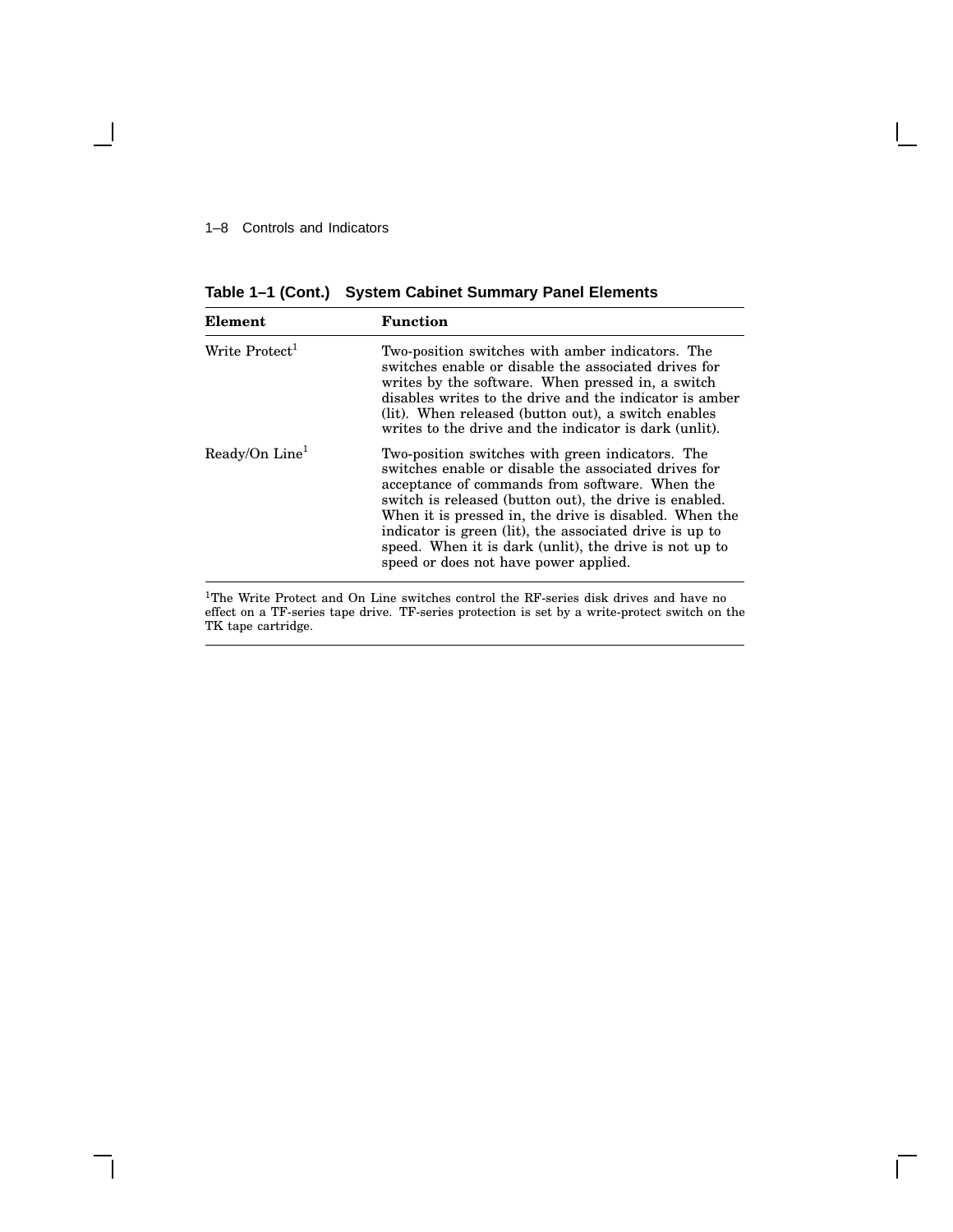**Table 1–1 (Cont.) System Cabinet Summary Panel Elements**

| Element | Function |
|---|---|
| Write Protect[1] | Two-position switches with amber indicators. The switches enable or disable the associated drives for writes by the software. When pressed in, a switch disables writes to the drive and the indicator is amber (lit). When released (button out), a switch enables writes to the drive and the indicator is dark (unlit). |
| Ready/On Line[1] | Two-position switches with green indicators. The switches enable or disable the associated drives for acceptance of commands from software. When the switch is released (button out), the drive is enabled. When it is pressed in, the drive is disabled. When the indicator is green (lit), the associated drive is up to speed. When it is dark (unlit), the drive is not up to speed or does not have power applied. |

[1]The Write Protect and On Line switches control the RF-series disk drives and have no effect on a TF-series tape drive. TF-series protection is set by a write-protect switch on the TK tape cartridge.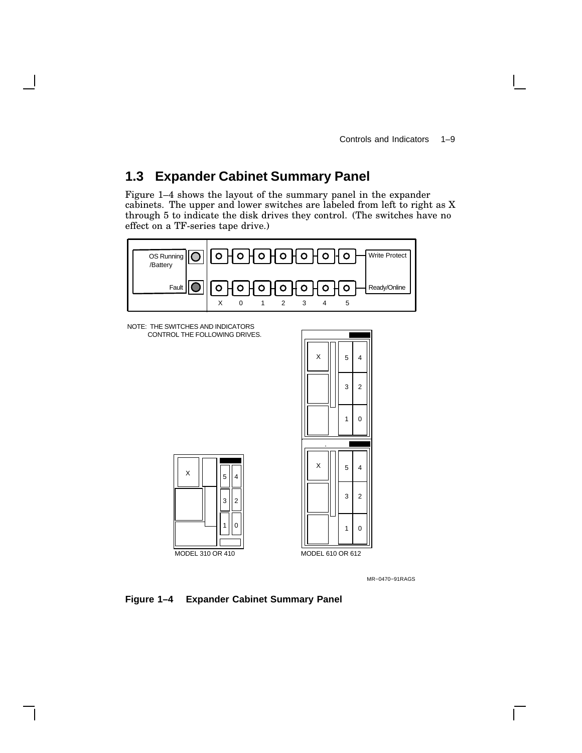## 1.3 Expander Cabinet Summary Panel

Figure 1–4 shows the layout of the summary panel in the expander cabinets. The upper and lower switches are labeled from left to right as X through 5 to indicate the disk drives they control. (The switches have no effect on a TF-series tape drive.)

**Figure 1–4 Expander Cabinet Summary Panel**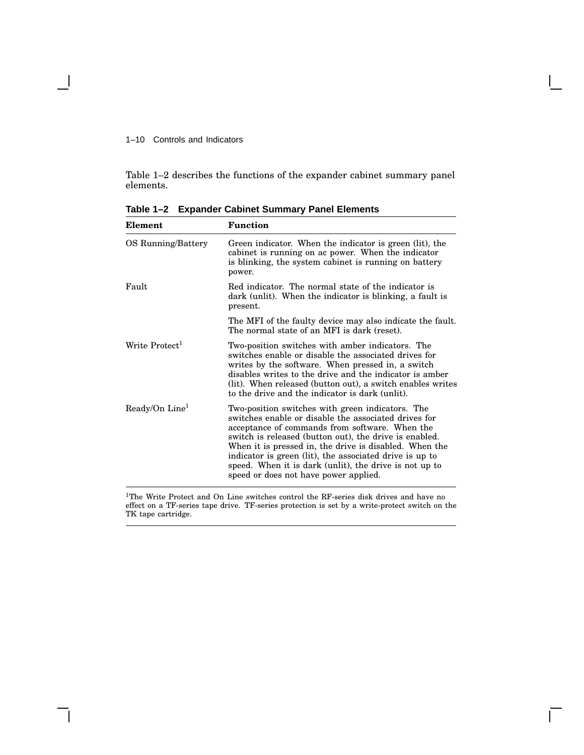Table 1–2 describes the functions of the expander cabinet summary panel elements.

**Table 1–2 Expander Cabinet Summary Panel Elements**

| Element | Function |
|---|---|
| OS Running/Battery | Green indicator. When the indicator is green (lit), the cabinet is running on ac power. When the indicator is blinking, the system cabinet is running on battery power. |
| Fault | Red indicator. The normal state of the indicator is dark (unlit). When the indicator is blinking, a fault is present. |
| | The MFI of the faulty device may also indicate the fault. The normal state of an MFI is dark (reset). |
| Write Protect[1] | Two-position switches with amber indicators. The switches enable or disable the associated drives for writes by the software. When pressed in, a switch disables writes to the drive and the indicator is amber (lit). When released (button out), a switch enables writes to the drive and the indicator is dark (unlit). |
| Ready/On Line[1] | Two-position switches with green indicators. The switches enable or disable the associated drives for acceptance of commands from software. When the switch is released (button out), the drive is enabled. When it is pressed in, the drive is disabled. When the indicator is green (lit), the associated drive is up to speed. When it is dark (unlit), the drive is not up to speed or does not have power applied. |

[1]The Write Protect and On Line switches control the RF-series disk drives and have no effect on a TF-series tape drive. TF-series protection is set by a write-protect switch on the TK tape cartridge.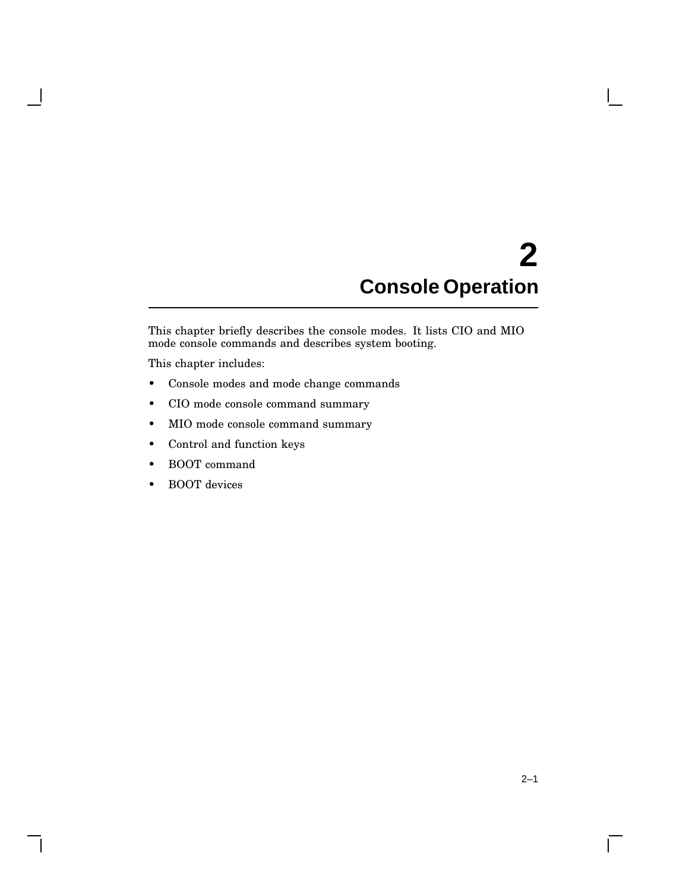# 2 Console Operation

This chapter briefly describes the console modes. It lists CIO and MIO mode console commands and describes system booting.

This chapter includes:

- Console modes and mode change commands
- CIO mode console command summary
- MIO mode console command summary
- Control and function keys
- BOOT command
- BOOT devices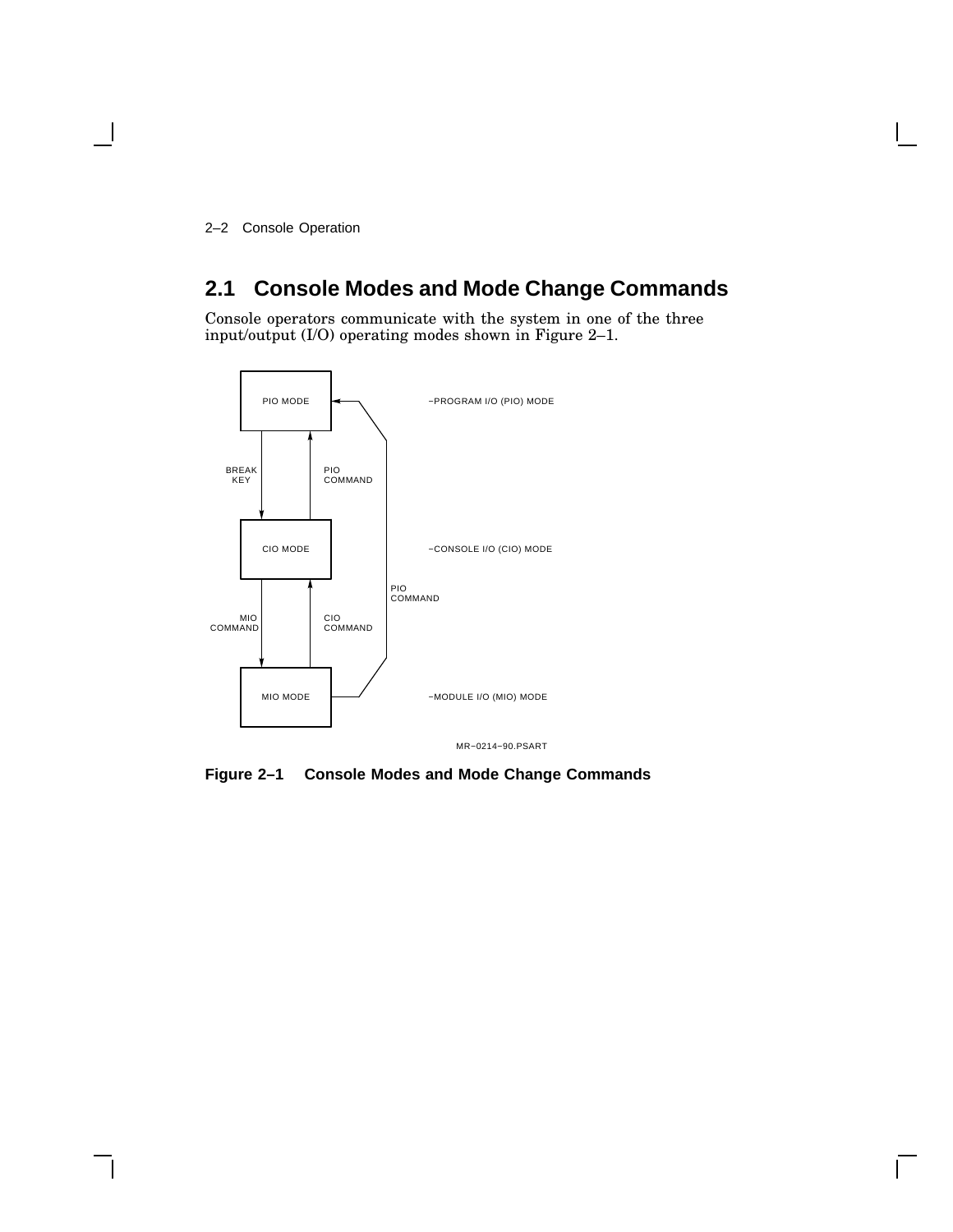## 2.1 Console Modes and Mode Change Commands

Console operators communicate with the system in one of the three input/output (I/O) operating modes shown in Figure 2–1.

PIO MODE — PROGRAM I/O (PIO) MODE

BREAK KEY / PIO COMMAND

CIO MODE — CONSOLE I/O (CIO) MODE

MIO COMMAND / CIO COMMAND / PIO COMMAND

MIO MODE — MODULE I/O (MIO) MODE

MR–0214–90.PSART

**Figure 2–1 Console Modes and Mode Change Commands**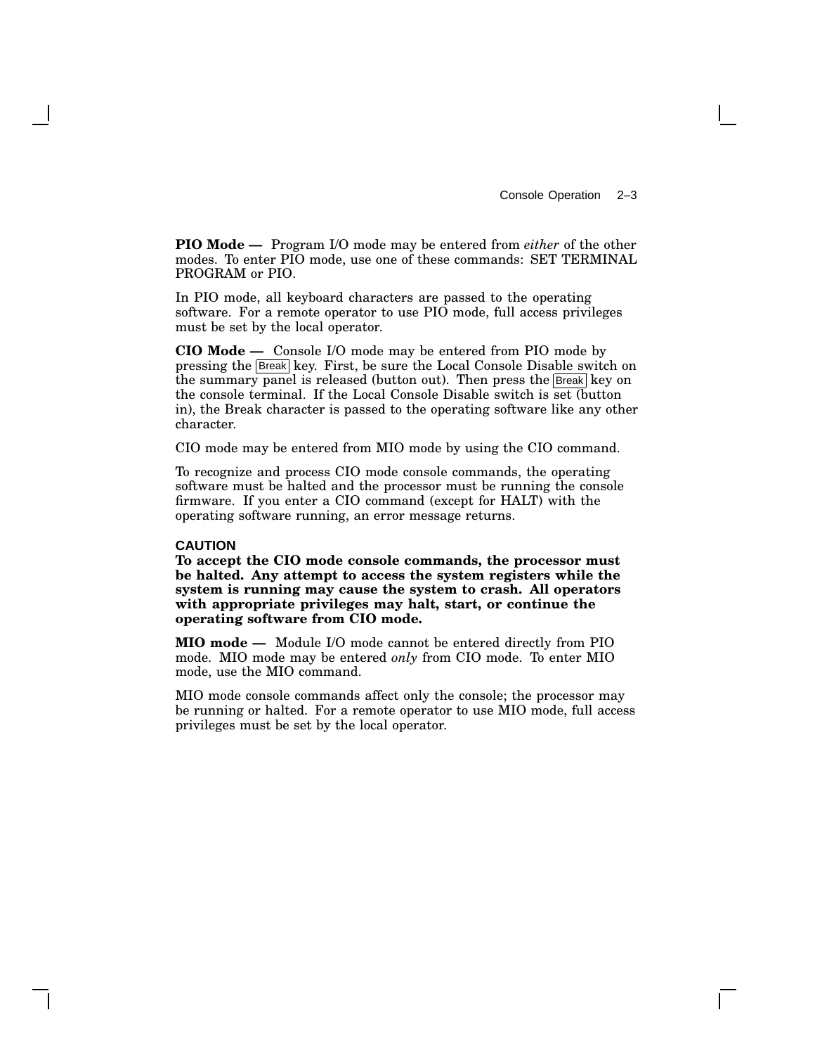**PIO Mode —** Program I/O mode may be entered from *either* of the other modes. To enter PIO mode, use one of these commands: SET TERMINAL PROGRAM or PIO.

In PIO mode, all keyboard characters are passed to the operating software. For a remote operator to use PIO mode, full access privileges must be set by the local operator.

**CIO Mode —** Console I/O mode may be entered from PIO mode by pressing the Break key. First, be sure the Local Console Disable switch on the summary panel is released (button out). Then press the Break key on the console terminal. If the Local Console Disable switch is set (button in), the Break character is passed to the operating software like any other character.

CIO mode may be entered from MIO mode by using the CIO command.

To recognize and process CIO mode console commands, the operating software must be halted and the processor must be running the console firmware. If you enter a CIO command (except for HALT) with the operating software running, an error message returns.

**CAUTION**

**To accept the CIO mode console commands, the processor must be halted. Any attempt to access the system registers while the system is running may cause the system to crash. All operators with appropriate privileges may halt, start, or continue the operating software from CIO mode.**

**MIO mode —** Module I/O mode cannot be entered directly from PIO mode. MIO mode may be entered *only* from CIO mode. To enter MIO mode, use the MIO command.

MIO mode console commands affect only the console; the processor may be running or halted. For a remote operator to use MIO mode, full access privileges must be set by the local operator.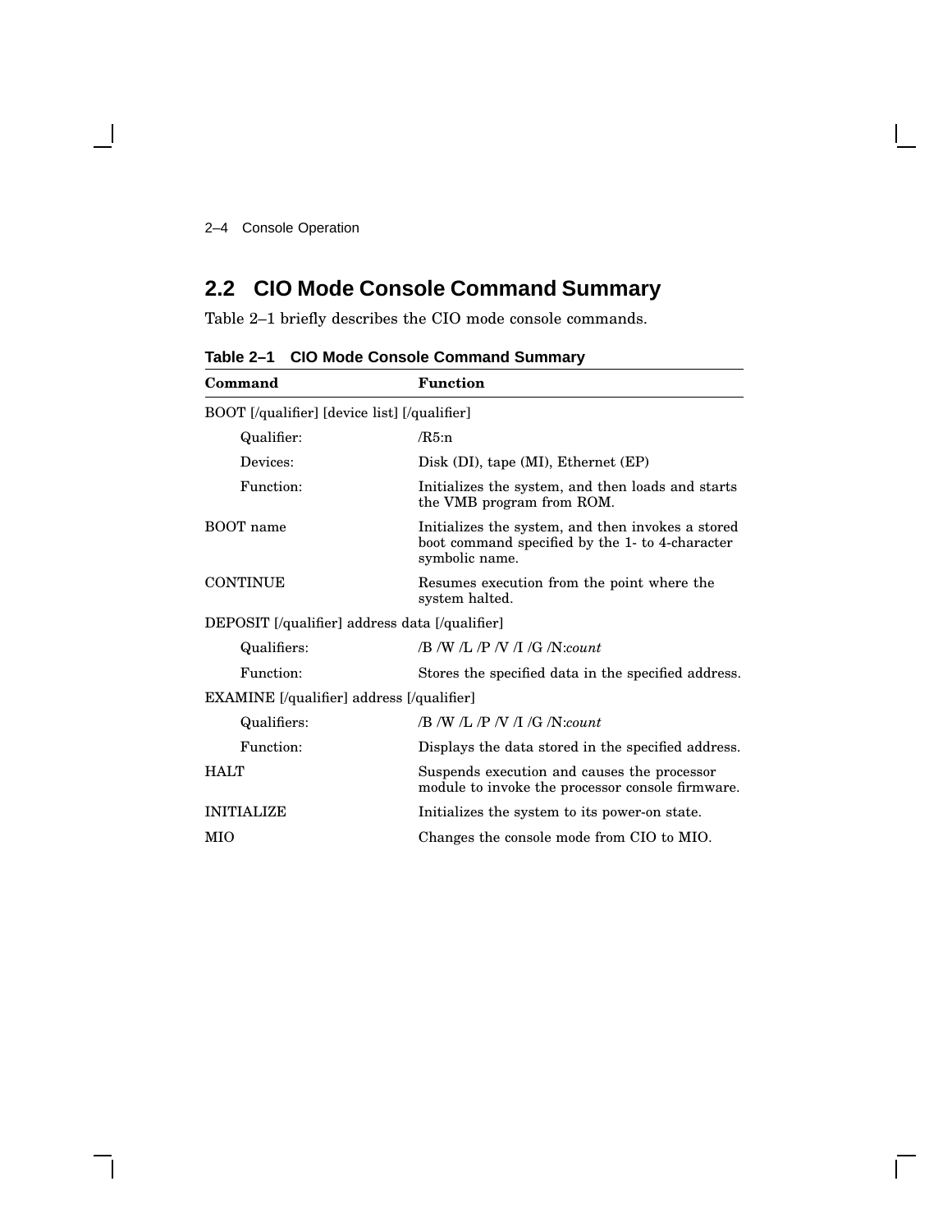## 2.2 CIO Mode Console Command Summary

Table 2–1 briefly describes the CIO mode console commands.

**Table 2–1 CIO Mode Console Command Summary**

| Command | Function |
|---|---|
| BOOT [/qualifier] [device list] [/qualifier] | |
| Qualifier: | /R5:n |
| Devices: | Disk (DI), tape (MI), Ethernet (EP) |
| Function: | Initializes the system, and then loads and starts the VMB program from ROM. |
| BOOT name | Initializes the system, and then invokes a stored boot command specified by the 1- to 4-character symbolic name. |
| CONTINUE | Resumes execution from the point where the system halted. |
| DEPOSIT [/qualifier] address data [/qualifier] | |
| Qualifiers: | /B /W /L /P /V /I /G /N:*count* |
| Function: | Stores the specified data in the specified address. |
| EXAMINE [/qualifier] address [/qualifier] | |
| Qualifiers: | /B /W /L /P /V /I /G /N:*count* |
| Function: | Displays the data stored in the specified address. |
| HALT | Suspends execution and causes the processor module to invoke the processor console firmware. |
| INITIALIZE | Initializes the system to its power-on state. |
| MIO | Changes the console mode from CIO to MIO. |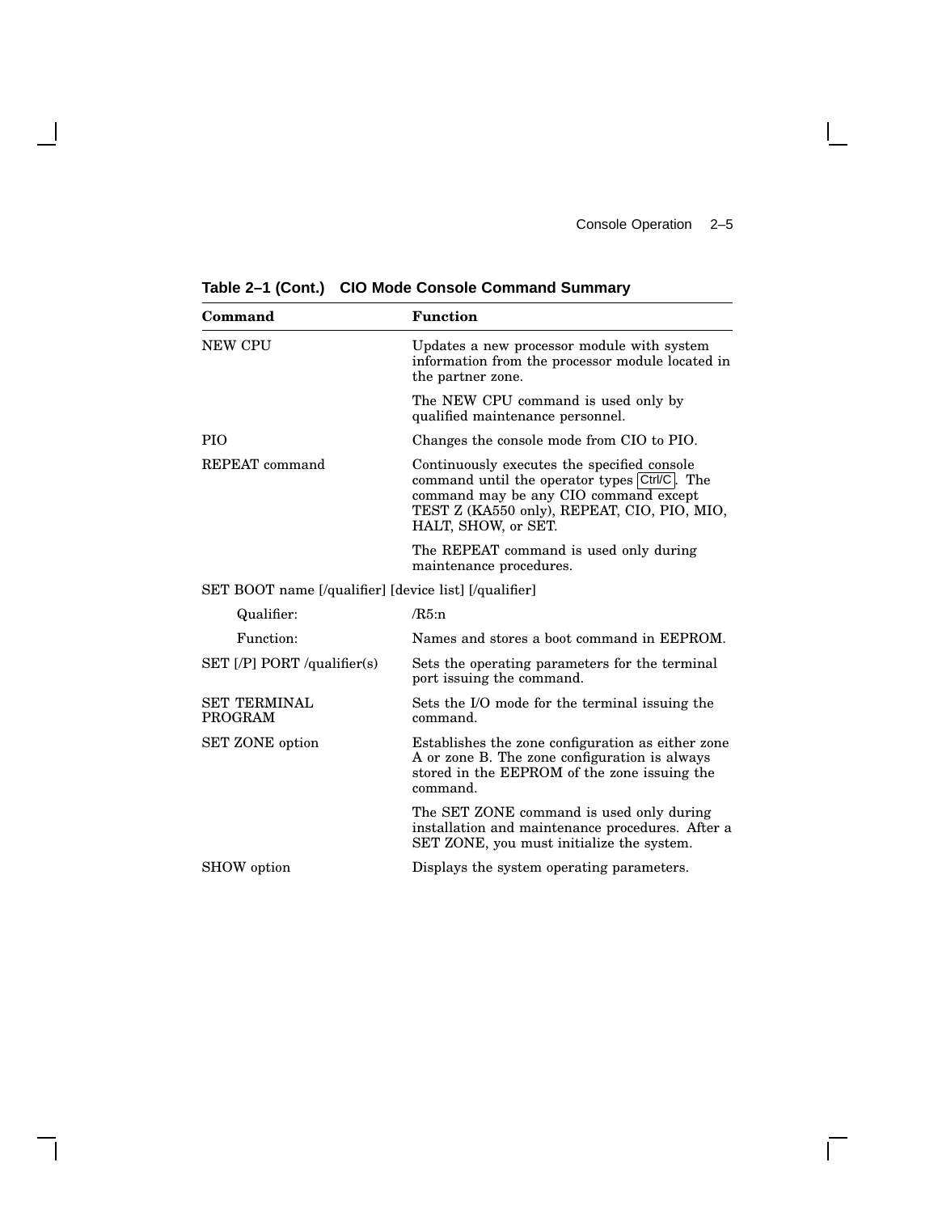**Table 2–1 (Cont.) CIO Mode Console Command Summary**

| Command | Function |
| --- | --- |
| NEW CPU | Updates a new processor module with system information from the processor module located in the partner zone. |
| | The NEW CPU command is used only by qualified maintenance personnel. |
| PIO | Changes the console mode from CIO to PIO. |
| REPEAT command | Continuously executes the specified console command until the operator types Ctrl/C. The command may be any CIO command except TEST Z (KA550 only), REPEAT, CIO, PIO, MIO, HALT, SHOW, or SET. |
| | The REPEAT command is used only during maintenance procedures. |
| SET BOOT name [/qualifier] [device list] [/qualifier] | |
| Qualifier: | /R5:n |
| Function: | Names and stores a boot command in EEPROM. |
| SET [/P] PORT /qualifier(s) | Sets the operating parameters for the terminal port issuing the command. |
| SET TERMINAL PROGRAM | Sets the I/O mode for the terminal issuing the command. |
| SET ZONE option | Establishes the zone configuration as either zone A or zone B. The zone configuration is always stored in the EEPROM of the zone issuing the command. |
| | The SET ZONE command is used only during installation and maintenance procedures. After a SET ZONE, you must initialize the system. |
| SHOW option | Displays the system operating parameters. |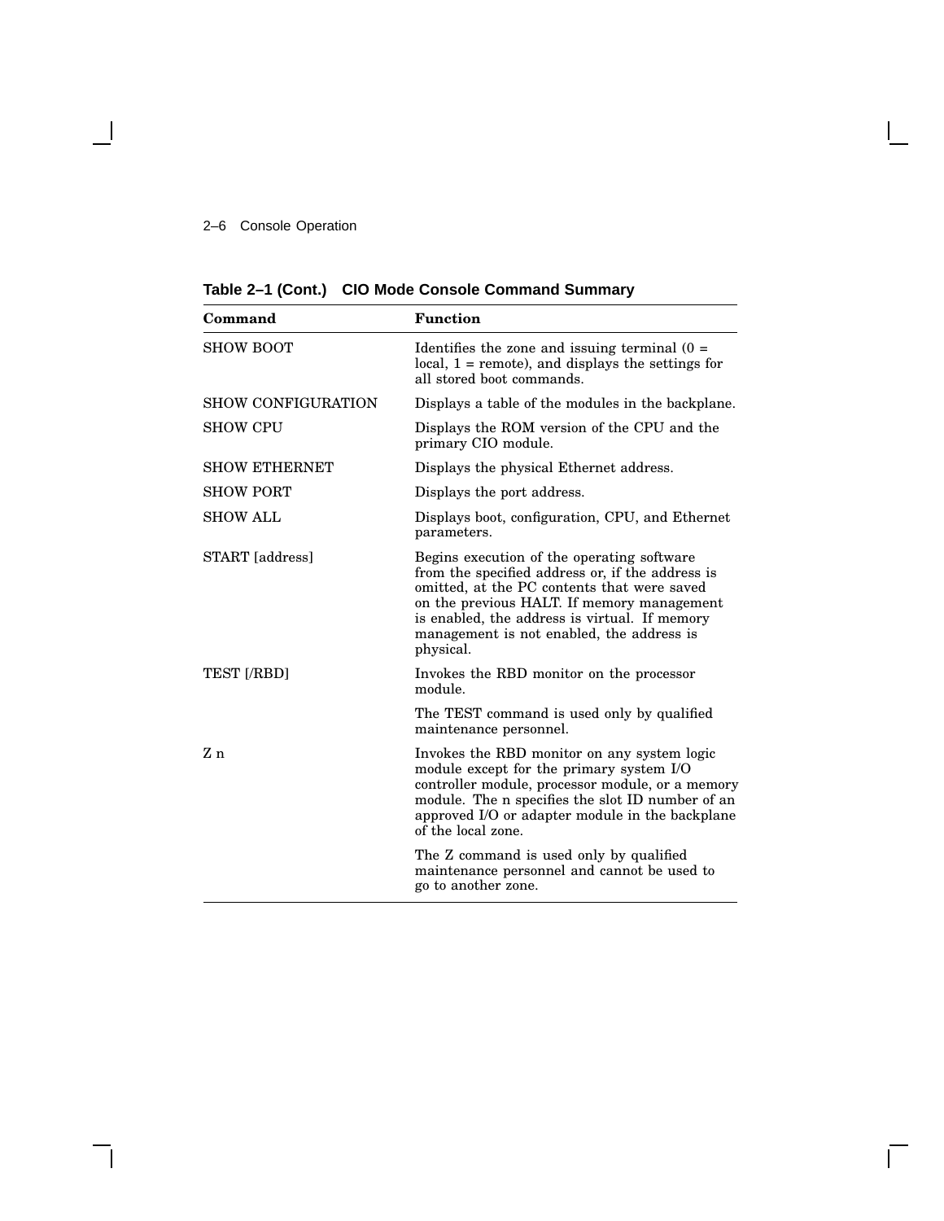**Table 2–1 (Cont.) CIO Mode Console Command Summary**

| Command | Function |
|---|---|
| SHOW BOOT | Identifies the zone and issuing terminal (0 = local, 1 = remote), and displays the settings for all stored boot commands. |
| SHOW CONFIGURATION | Displays a table of the modules in the backplane. |
| SHOW CPU | Displays the ROM version of the CPU and the primary CIO module. |
| SHOW ETHERNET | Displays the physical Ethernet address. |
| SHOW PORT | Displays the port address. |
| SHOW ALL | Displays boot, configuration, CPU, and Ethernet parameters. |
| START [address] | Begins execution of the operating software from the specified address or, if the address is omitted, at the PC contents that were saved on the previous HALT. If memory management is enabled, the address is virtual. If memory management is not enabled, the address is physical. |
| TEST [/RBD] | Invokes the RBD monitor on the processor module. |
| | The TEST command is used only by qualified maintenance personnel. |
| Z n | Invokes the RBD monitor on any system logic module except for the primary system I/O controller module, processor module, or a memory module. The n specifies the slot ID number of an approved I/O or adapter module in the backplane of the local zone. |
| | The Z command is used only by qualified maintenance personnel and cannot be used to go to another zone. |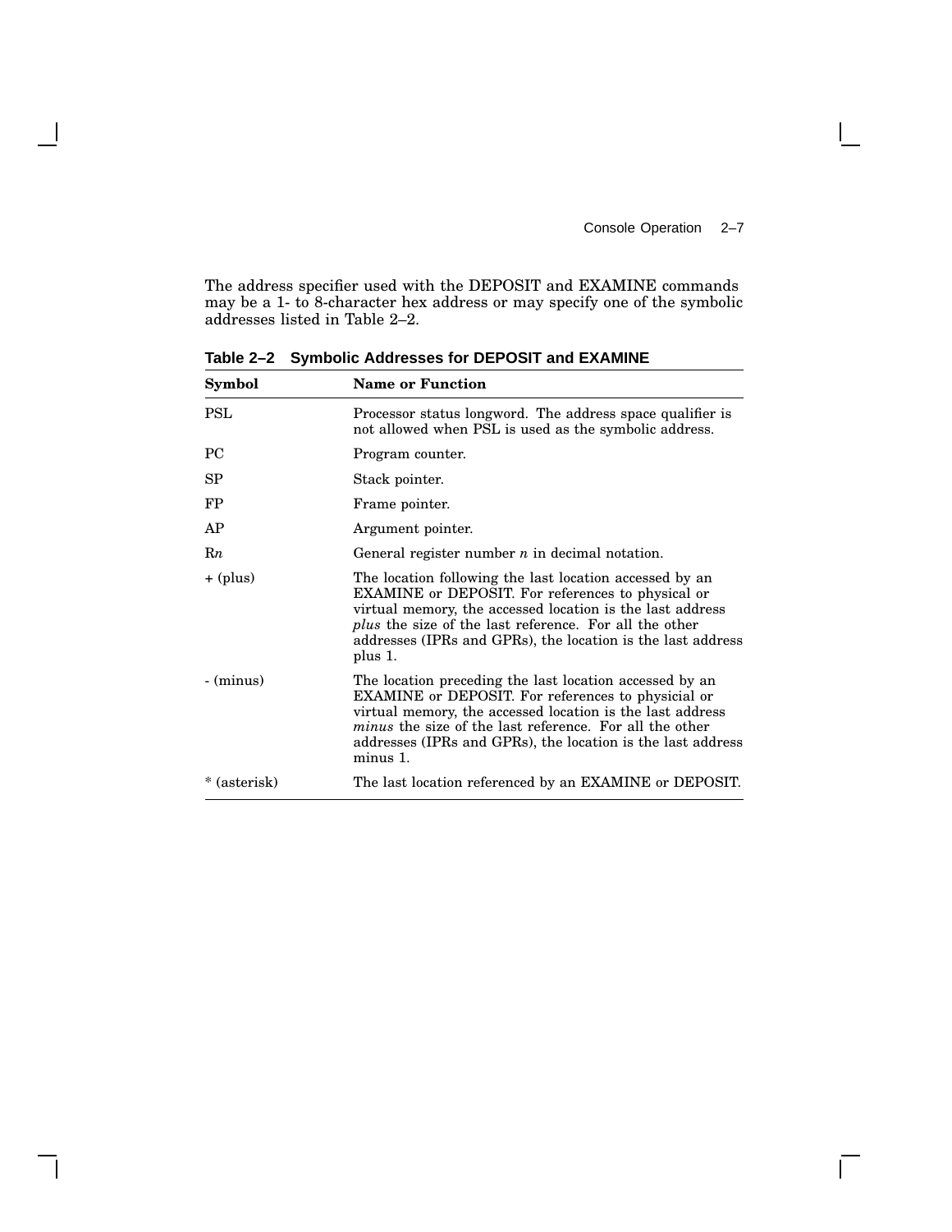The address specifier used with the DEPOSIT and EXAMINE commands may be a 1- to 8-character hex address or may specify one of the symbolic addresses listed in Table 2–2.

**Table 2–2 Symbolic Addresses for DEPOSIT and EXAMINE**

| Symbol | Name or Function |
|---|---|
| PSL | Processor status longword. The address space qualifier is not allowed when PSL is used as the symbolic address. |
| PC | Program counter. |
| SP | Stack pointer. |
| FP | Frame pointer. |
| AP | Argument pointer. |
| R*n* | General register number *n* in decimal notation. |
| + (plus) | The location following the last location accessed by an EXAMINE or DEPOSIT. For references to physical or virtual memory, the accessed location is the last address *plus* the size of the last reference. For all the other addresses (IPRs and GPRs), the location is the last address plus 1. |
| - (minus) | The location preceding the last location accessed by an EXAMINE or DEPOSIT. For references to physicial or virtual memory, the accessed location is the last address *minus* the size of the last reference. For all the other addresses (IPRs and GPRs), the location is the last address minus 1. |
| * (asterisk) | The last location referenced by an EXAMINE or DEPOSIT. |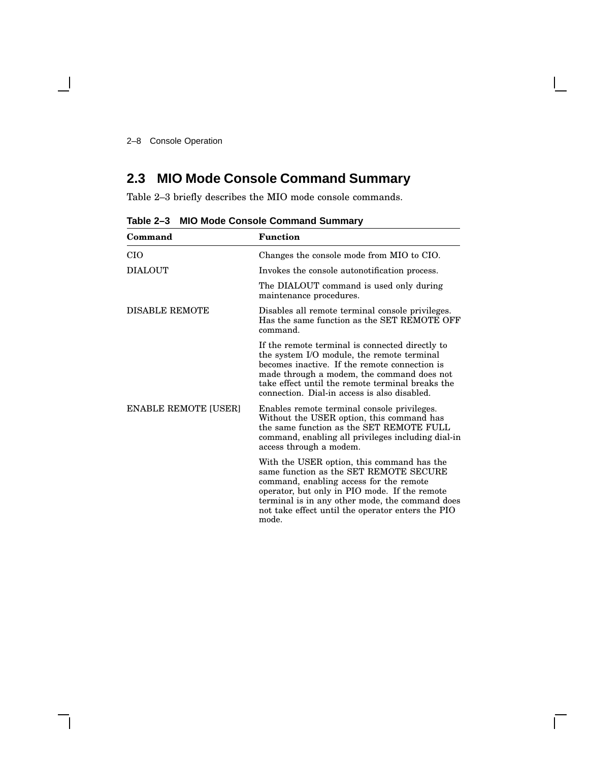## 2.3 MIO Mode Console Command Summary

Table 2–3 briefly describes the MIO mode console commands.

**Table 2–3 MIO Mode Console Command Summary**

| Command | Function |
|---|---|
| CIO | Changes the console mode from MIO to CIO. |
| DIALOUT | Invokes the console autonotification process. |
| | The DIALOUT command is used only during maintenance procedures. |
| DISABLE REMOTE | Disables all remote terminal console privileges. Has the same function as the SET REMOTE OFF command. |
| | If the remote terminal is connected directly to the system I/O module, the remote terminal becomes inactive. If the remote connection is made through a modem, the command does not take effect until the remote terminal breaks the connection. Dial-in access is also disabled. |
| ENABLE REMOTE [USER] | Enables remote terminal console privileges. Without the USER option, this command has the same function as the SET REMOTE FULL command, enabling all privileges including dial-in access through a modem. |
| | With the USER option, this command has the same function as the SET REMOTE SECURE command, enabling access for the remote operator, but only in PIO mode. If the remote terminal is in any other mode, the command does not take effect until the operator enters the PIO mode. |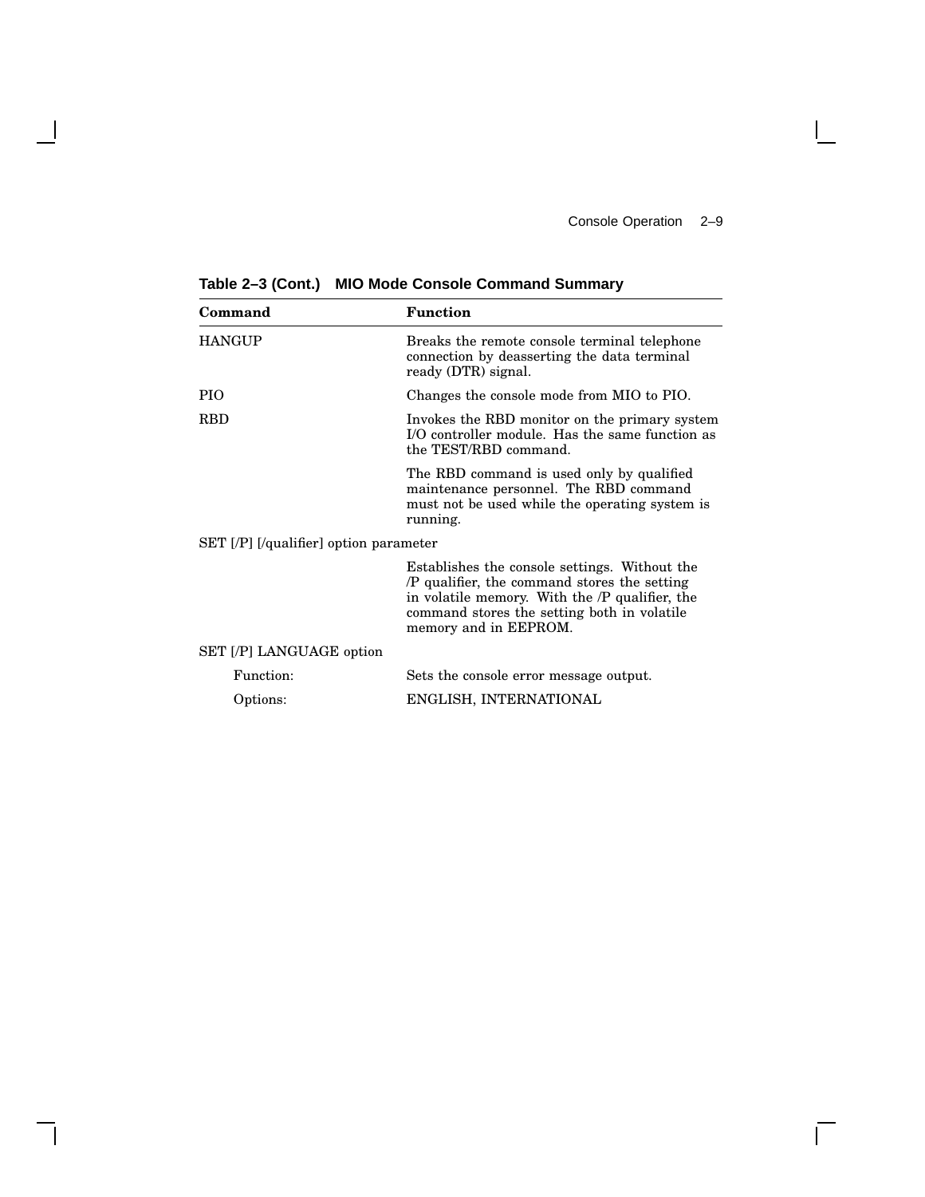**Table 2–3 (Cont.) MIO Mode Console Command Summary**

| Command | Function |
|---|---|
| HANGUP | Breaks the remote console terminal telephone connection by deasserting the data terminal ready (DTR) signal. |
| PIO | Changes the console mode from MIO to PIO. |
| RBD | Invokes the RBD monitor on the primary system I/O controller module. Has the same function as the TEST/RBD command. |
| | The RBD command is used only by qualified maintenance personnel. The RBD command must not be used while the operating system is running. |
| SET [/P] [/qualifier] option parameter | |
| | Establishes the console settings. Without the /P qualifier, the command stores the setting in volatile memory. With the /P qualifier, the command stores the setting both in volatile memory and in EEPROM. |
| SET [/P] LANGUAGE option | |
| Function: | Sets the console error message output. |
| Options: | ENGLISH, INTERNATIONAL |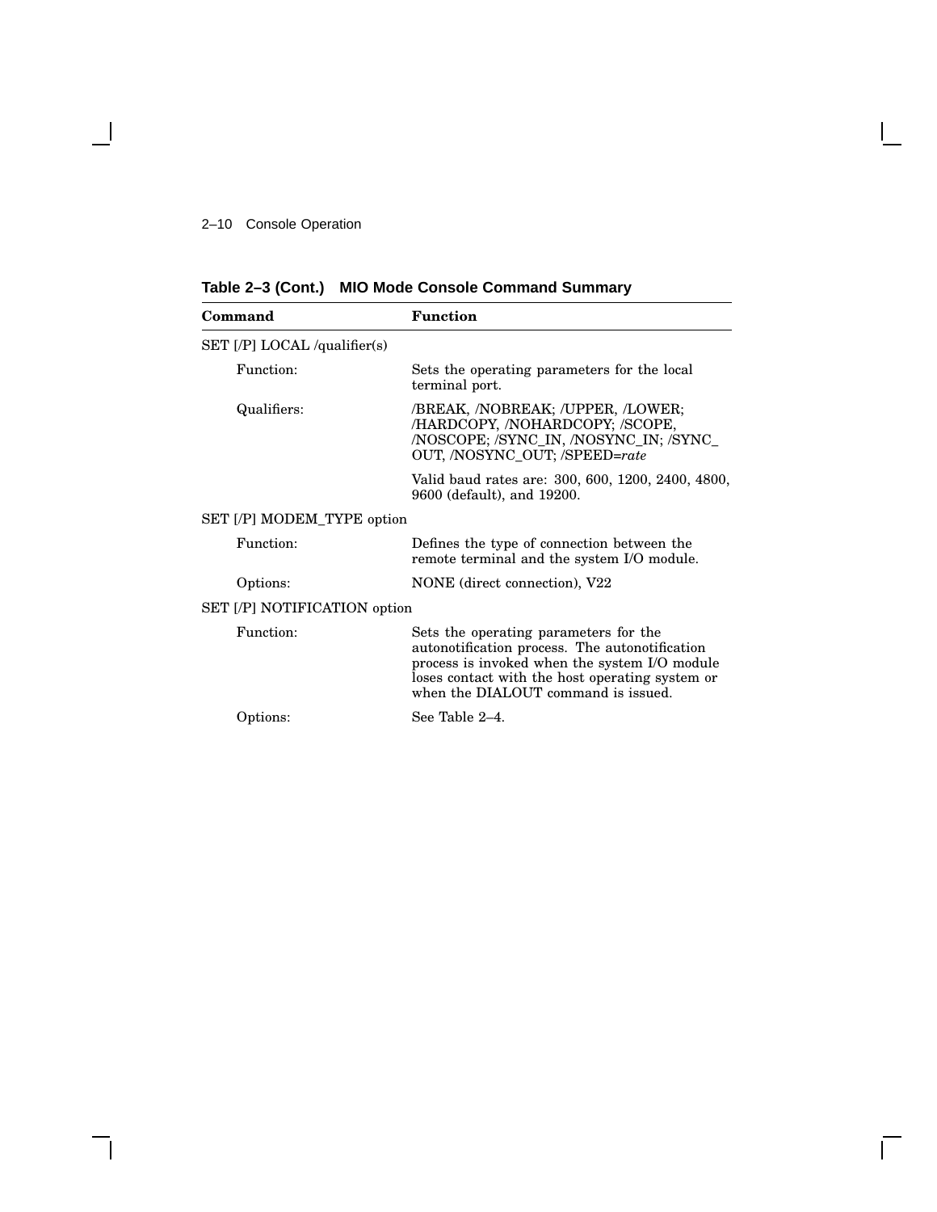**Table 2–3 (Cont.) MIO Mode Console Command Summary**

| Command | Function |
|---|---|
| SET [/P] LOCAL /qualifier(s) | |
| Function: | Sets the operating parameters for the local terminal port. |
| Qualifiers: | /BREAK, /NOBREAK; /UPPER, /LOWER; /HARDCOPY, /NOHARDCOPY; /SCOPE, /NOSCOPE; /SYNC_IN, /NOSYNC_IN; /SYNC_OUT, /NOSYNC_OUT; /SPEED=*rate* |
| | Valid baud rates are: 300, 600, 1200, 2400, 4800, 9600 (default), and 19200. |
| SET [/P] MODEM_TYPE option | |
| Function: | Defines the type of connection between the remote terminal and the system I/O module. |
| Options: | NONE (direct connection), V22 |
| SET [/P] NOTIFICATION option | |
| Function: | Sets the operating parameters for the autonotification process. The autonotification process is invoked when the system I/O module loses contact with the host operating system or when the DIALOUT command is issued. |
| Options: | See Table 2–4. |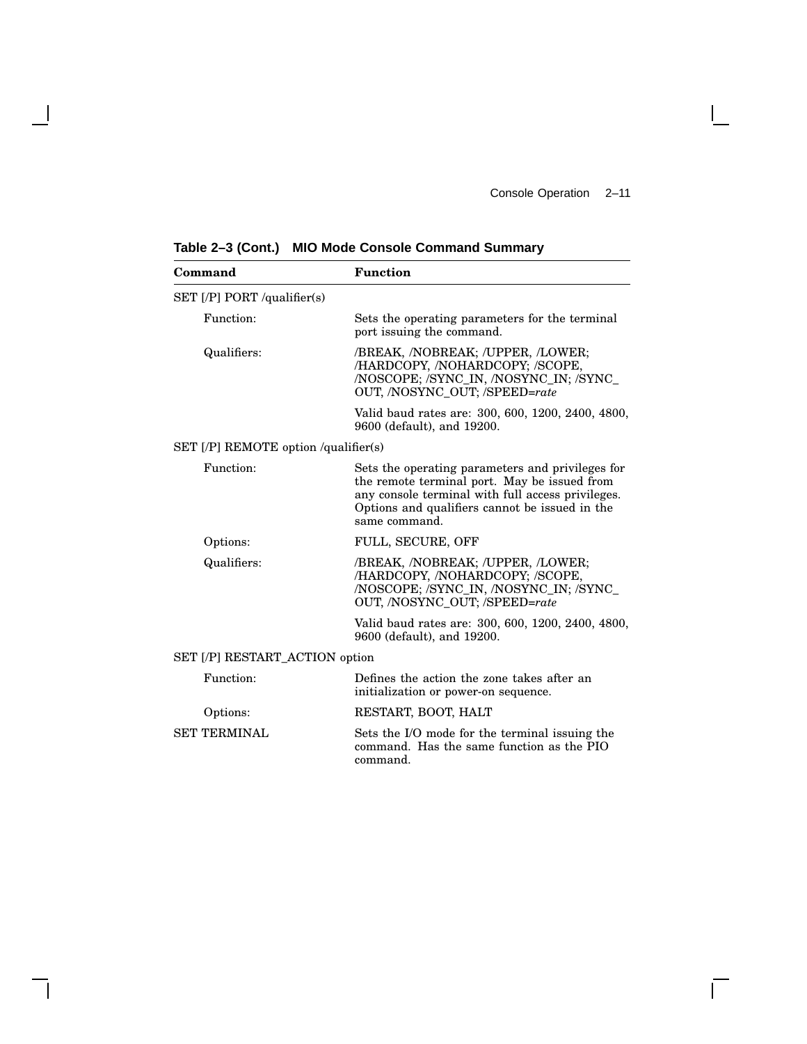**Table 2–3 (Cont.) MIO Mode Console Command Summary**

| Command | Function |
|---|---|
| SET [/P] PORT /qualifier(s) | |
| Function: | Sets the operating parameters for the terminal port issuing the command. |
| Qualifiers: | /BREAK, /NOBREAK; /UPPER, /LOWER; /HARDCOPY, /NOHARDCOPY; /SCOPE, /NOSCOPE; /SYNC_IN, /NOSYNC_IN; /SYNC_OUT, /NOSYNC_OUT; /SPEED=*rate* |
| | Valid baud rates are: 300, 600, 1200, 2400, 4800, 9600 (default), and 19200. |
| SET [/P] REMOTE option /qualifier(s) | |
| Function: | Sets the operating parameters and privileges for the remote terminal port. May be issued from any console terminal with full access privileges. Options and qualifiers cannot be issued in the same command. |
| Options: | FULL, SECURE, OFF |
| Qualifiers: | /BREAK, /NOBREAK; /UPPER, /LOWER; /HARDCOPY, /NOHARDCOPY; /SCOPE, /NOSCOPE; /SYNC_IN, /NOSYNC_IN; /SYNC_OUT, /NOSYNC_OUT; /SPEED=*rate* |
| | Valid baud rates are: 300, 600, 1200, 2400, 4800, 9600 (default), and 19200. |
| SET [/P] RESTART_ACTION option | |
| Function: | Defines the action the zone takes after an initialization or power-on sequence. |
| Options: | RESTART, BOOT, HALT |
| SET TERMINAL | Sets the I/O mode for the terminal issuing the command. Has the same function as the PIO command. |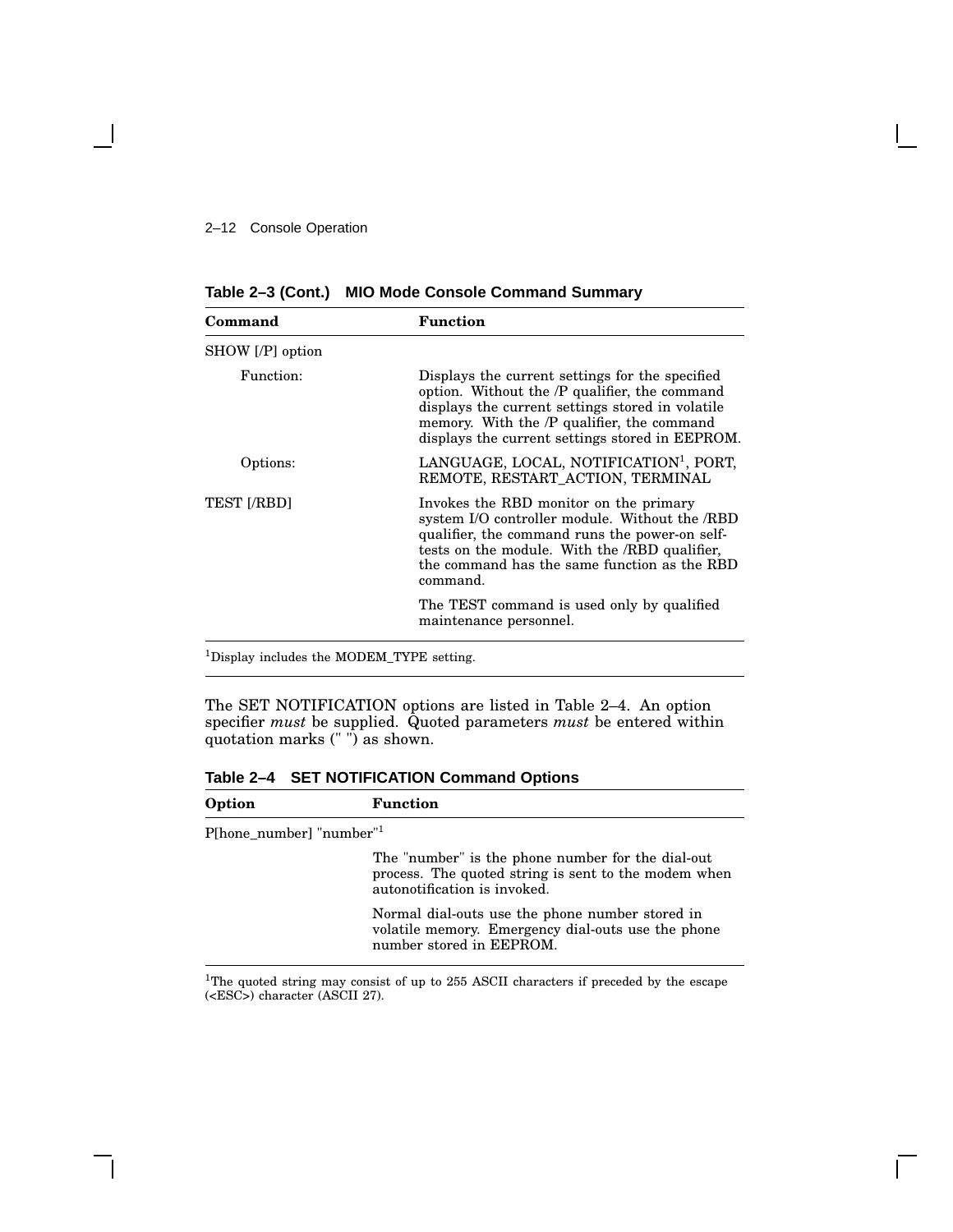**Table 2–3 (Cont.) MIO Mode Console Command Summary**

| Command | Function |
|---|---|
| SHOW [/P] option | |
| Function: | Displays the current settings for the specified option. Without the /P qualifier, the command displays the current settings stored in volatile memory. With the /P qualifier, the command displays the current settings stored in EEPROM. |
| Options: | LANGUAGE, LOCAL, NOTIFICATION[1], PORT, REMOTE, RESTART_ACTION, TERMINAL |
| TEST [/RBD] | Invokes the RBD monitor on the primary system I/O controller module. Without the /RBD qualifier, the command runs the power-on self-tests on the module. With the /RBD qualifier, the command has the same function as the RBD command. The TEST command is used only by qualified maintenance personnel. |

[1]Display includes the MODEM_TYPE setting.

The SET NOTIFICATION options are listed in Table 2–4. An option specifier *must* be supplied. Quoted parameters *must* be entered within quotation marks (" ") as shown.

**Table 2–4 SET NOTIFICATION Command Options**

| Option | Function |
|---|---|
| P[hone_number] "number"[1] | |
| | The "number" is the phone number for the dial-out process. The quoted string is sent to the modem when autonotification is invoked. Normal dial-outs use the phone number stored in volatile memory. Emergency dial-outs use the phone number stored in EEPROM. |

[1]The quoted string may consist of up to 255 ASCII characters if preceded by the escape (<ESC>) character (ASCII 27).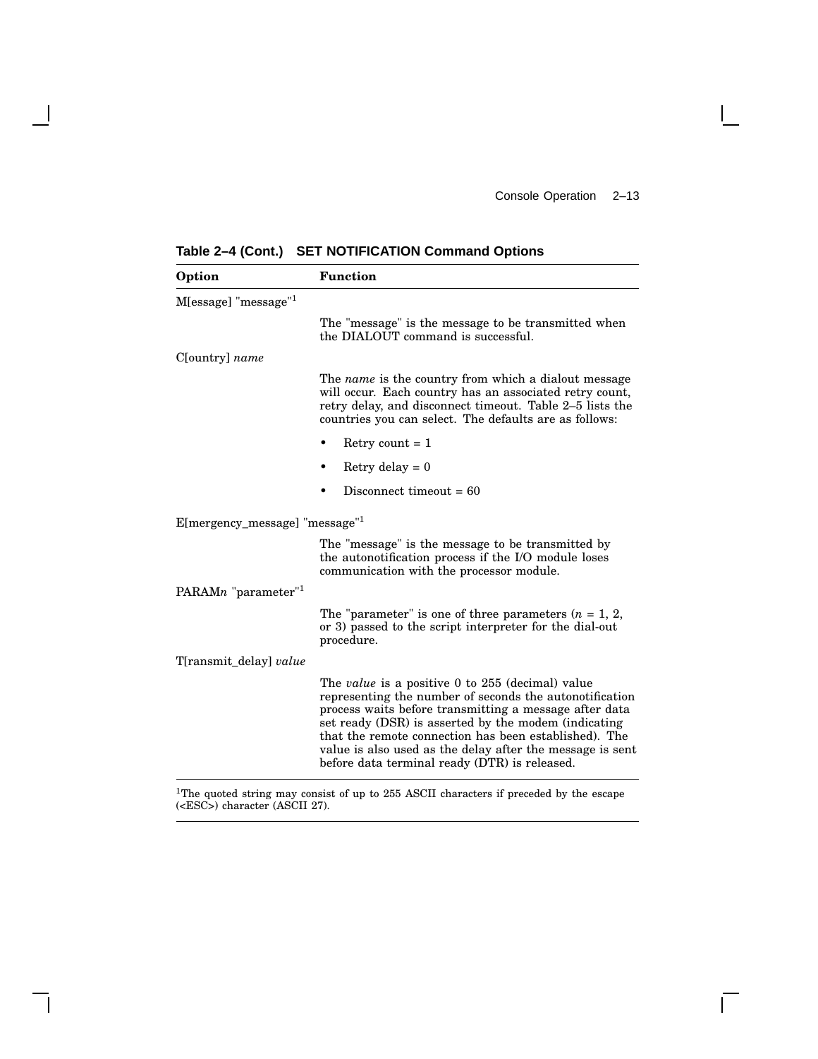**Table 2–4 (Cont.) SET NOTIFICATION Command Options**

| Option | Function |
|---|---|
| M[essage] "message"[1] | The "message" is the message to be transmitted when the DIALOUT command is successful. |
| C[ountry] *name* | The *name* is the country from which a dialout message will occur. Each country has an associated retry count, retry delay, and disconnect timeout. Table 2–5 lists the countries you can select. The defaults are as follows:<br>• Retry count = 1<br>• Retry delay = 0<br>• Disconnect timeout = 60 |
| E[mergency_message] "message"[1] | The "message" is the message to be transmitted by the autonotification process if the I/O module loses communication with the processor module. |
| PARAM*n* "parameter"[1] | The "parameter" is one of three parameters (*n* = 1, 2, or 3) passed to the script interpreter for the dial-out procedure. |
| T[ransmit_delay] *value* | The *value* is a positive 0 to 255 (decimal) value representing the number of seconds the autonotification process waits before transmitting a message after data set ready (DSR) is asserted by the modem (indicating that the remote connection has been established). The value is also used as the delay after the message is sent before data terminal ready (DTR) is released. |

[1]The quoted string may consist of up to 255 ASCII characters if preceded by the escape (<ESC>) character (ASCII 27).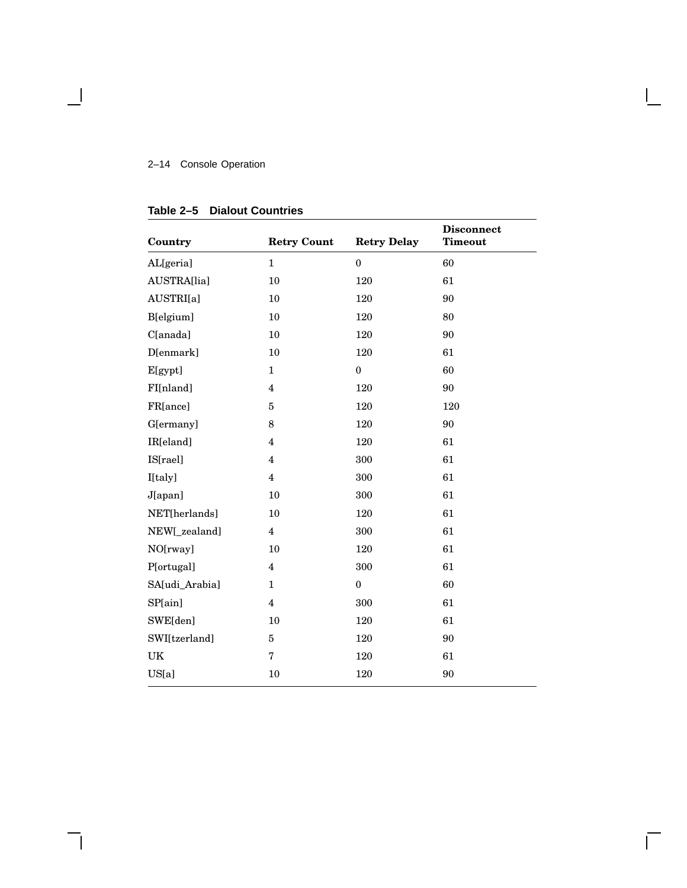**Table 2–5 Dialout Countries**

| Country | Retry Count | Retry Delay | Disconnect Timeout |
|---|---|---|---|
| AL[geria] | 1 | 0 | 60 |
| AUSTRA[lia] | 10 | 120 | 61 |
| AUSTRI[a] | 10 | 120 | 90 |
| B[elgium] | 10 | 120 | 80 |
| C[anada] | 10 | 120 | 90 |
| D[enmark] | 10 | 120 | 61 |
| E[gypt] | 1 | 0 | 60 |
| FI[nland] | 4 | 120 | 90 |
| FR[ance] | 5 | 120 | 120 |
| G[ermany] | 8 | 120 | 90 |
| IR[eland] | 4 | 120 | 61 |
| IS[rael] | 4 | 300 | 61 |
| I[taly] | 4 | 300 | 61 |
| J[apan] | 10 | 300 | 61 |
| NET[herlands] | 10 | 120 | 61 |
| NEW[_zealand] | 4 | 300 | 61 |
| NO[rway] | 10 | 120 | 61 |
| P[ortugal] | 4 | 300 | 61 |
| SA[udi_Arabia] | 1 | 0 | 60 |
| SP[ain] | 4 | 300 | 61 |
| SWE[den] | 10 | 120 | 61 |
| SWI[tzerland] | 5 | 120 | 90 |
| UK | 7 | 120 | 61 |
| US[a] | 10 | 120 | 90 |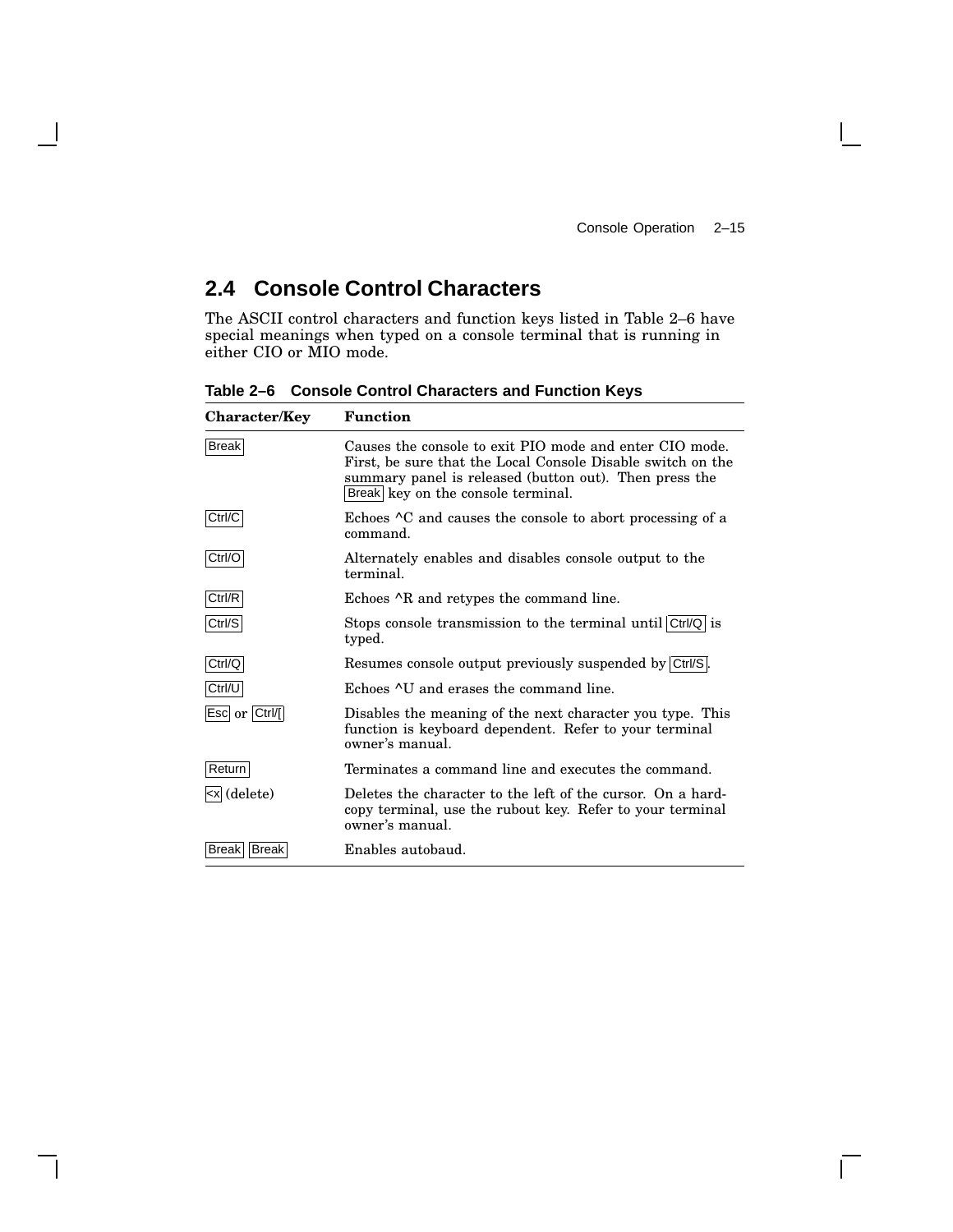## 2.4 Console Control Characters

The ASCII control characters and function keys listed in Table 2–6 have special meanings when typed on a console terminal that is running in either CIO or MIO mode.

**Table 2–6 Console Control Characters and Function Keys**

| Character/Key | Function |
|---|---|
| Break | Causes the console to exit PIO mode and enter CIO mode. First, be sure that the Local Console Disable switch on the summary panel is released (button out). Then press the Break key on the console terminal. |
| Ctrl/C | Echoes ^C and causes the console to abort processing of a command. |
| Ctrl/O | Alternately enables and disables console output to the terminal. |
| Ctrl/R | Echoes ^R and retypes the command line. |
| Ctrl/S | Stops console transmission to the terminal until Ctrl/Q is typed. |
| Ctrl/Q | Resumes console output previously suspended by Ctrl/S. |
| Ctrl/U | Echoes ^U and erases the command line. |
| Esc or Ctrl/[ | Disables the meaning of the next character you type. This function is keyboard dependent. Refer to your terminal owner's manual. |
| Return | Terminates a command line and executes the command. |
| <x (delete) | Deletes the character to the left of the cursor. On a hard-copy terminal, use the rubout key. Refer to your terminal owner's manual. |
| Break Break | Enables autobaud. |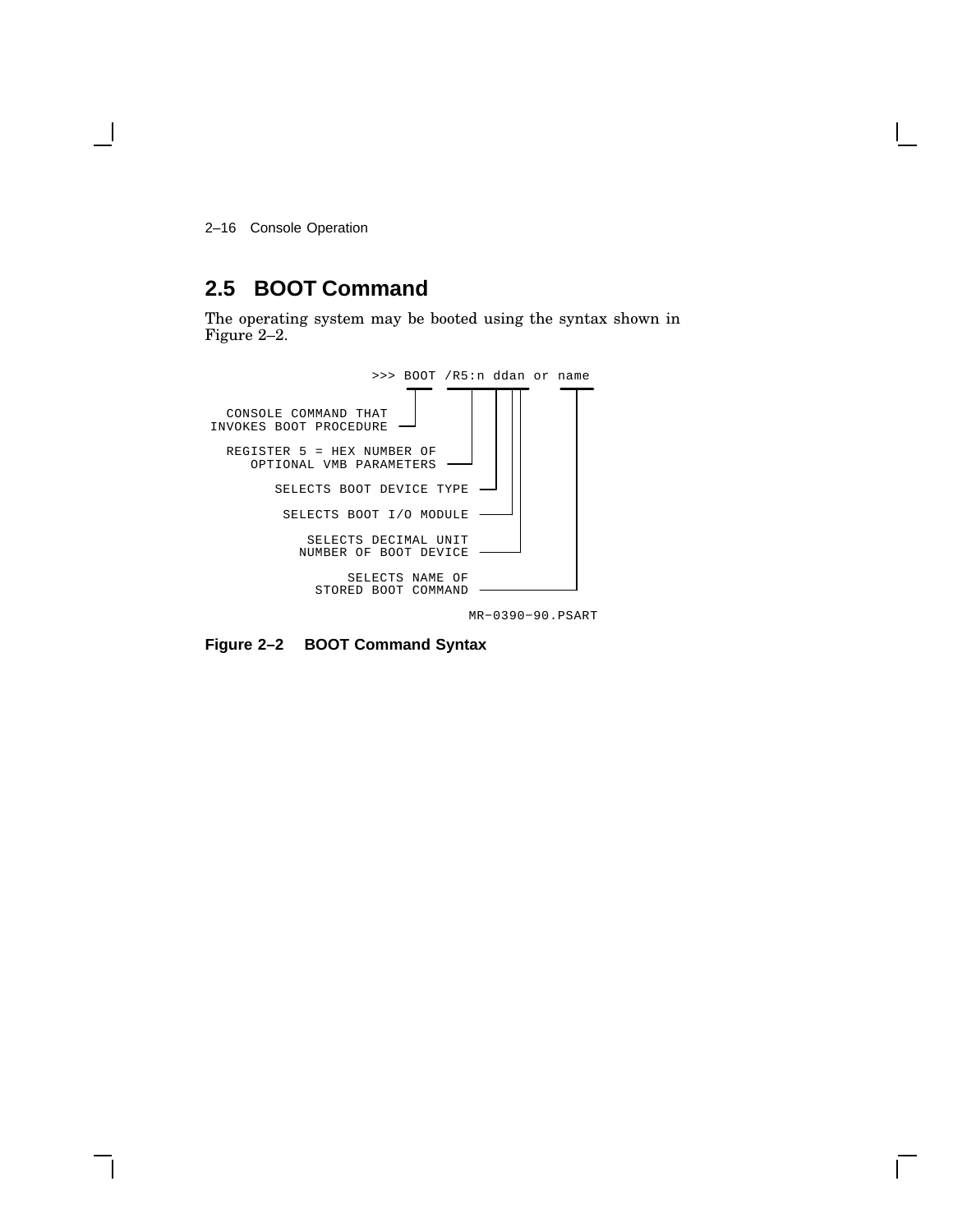## 2.5 BOOT Command

The operating system may be booted using the syntax shown in Figure 2–2.

```
                    >>> BOOT /R5:n ddan or name
                        ----  ----------    ----
  CONSOLE COMMAND THAT     |    |  | ||       |
INVOKES BOOT PROCEDURE ----     |  | ||       |
                                |  | ||       |
  REGISTER 5 = HEX NUMBER OF    |  | ||       |
     OPTIONAL VMB PARAMETERS ----  | ||       |
                                   | ||       |
       SELECTS BOOT DEVICE TYPE ----  ||       |
                                     ||       |
        SELECTS BOOT I/O MODULE ------|       |
                                      |       |
           SELECTS DECIMAL UNIT       |       |
         NUMBER OF BOOT DEVICE --------       |
                                              |
                SELECTS NAME OF               |
            STORED BOOT COMMAND ---------------

                                   MR-0390-90.PSART
```

**Figure 2–2 BOOT Command Syntax**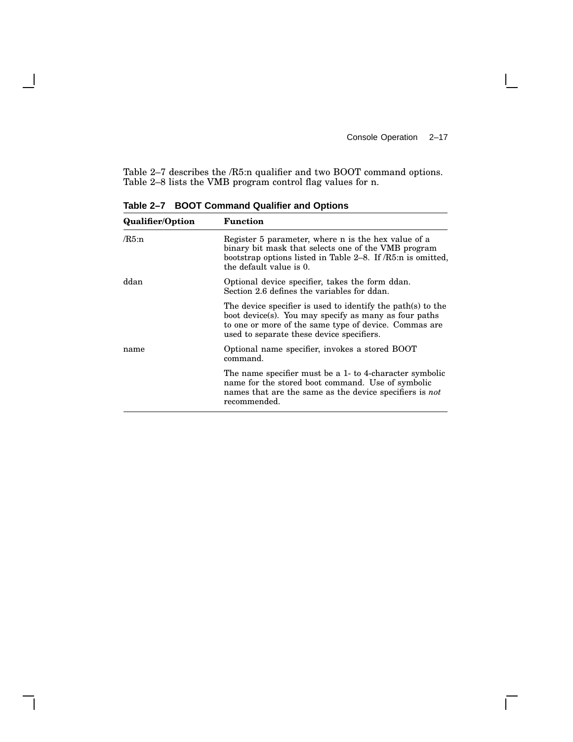Table 2–7 describes the /R5:n qualifier and two BOOT command options. Table 2–8 lists the VMB program control flag values for n.

**Table 2–7 BOOT Command Qualifier and Options**

| Qualifier/Option | Function |
|---|---|
| /R5:n | Register 5 parameter, where n is the hex value of a binary bit mask that selects one of the VMB program bootstrap options listed in Table 2–8. If /R5:n is omitted, the default value is 0. |
| ddan | Optional device specifier, takes the form ddan. Section 2.6 defines the variables for ddan. |
| | The device specifier is used to identify the path(s) to the boot device(s). You may specify as many as four paths to one or more of the same type of device. Commas are used to separate these device specifiers. |
| name | Optional name specifier, invokes a stored BOOT command. |
| | The name specifier must be a 1- to 4-character symbolic name for the stored boot command. Use of symbolic names that are the same as the device specifiers is *not* recommended. |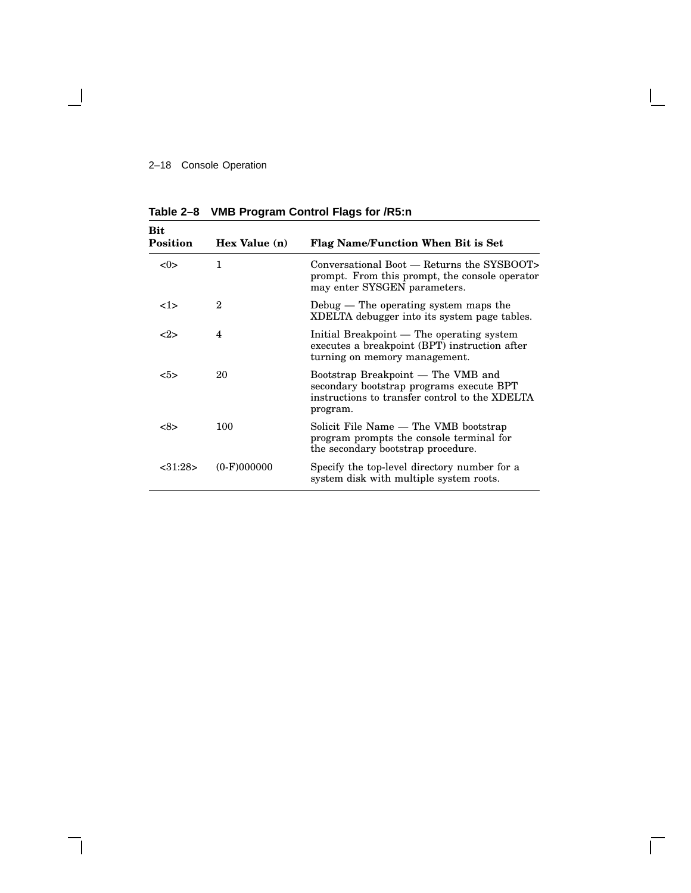**Table 2–8 VMB Program Control Flags for /R5:n**

| Bit Position | Hex Value (n) | Flag Name/Function When Bit is Set |
|---|---|---|
| <0> | 1 | Conversational Boot — Returns the SYSBOOT> prompt. From this prompt, the console operator may enter SYSGEN parameters. |
| <1> | 2 | Debug — The operating system maps the XDELTA debugger into its system page tables. |
| <2> | 4 | Initial Breakpoint — The operating system executes a breakpoint (BPT) instruction after turning on memory management. |
| <5> | 20 | Bootstrap Breakpoint — The VMB and secondary bootstrap programs execute BPT instructions to transfer control to the XDELTA program. |
| <8> | 100 | Solicit File Name — The VMB bootstrap program prompts the console terminal for the secondary bootstrap procedure. |
| <31:28> | (0-F)000000 | Specify the top-level directory number for a system disk with multiple system roots. |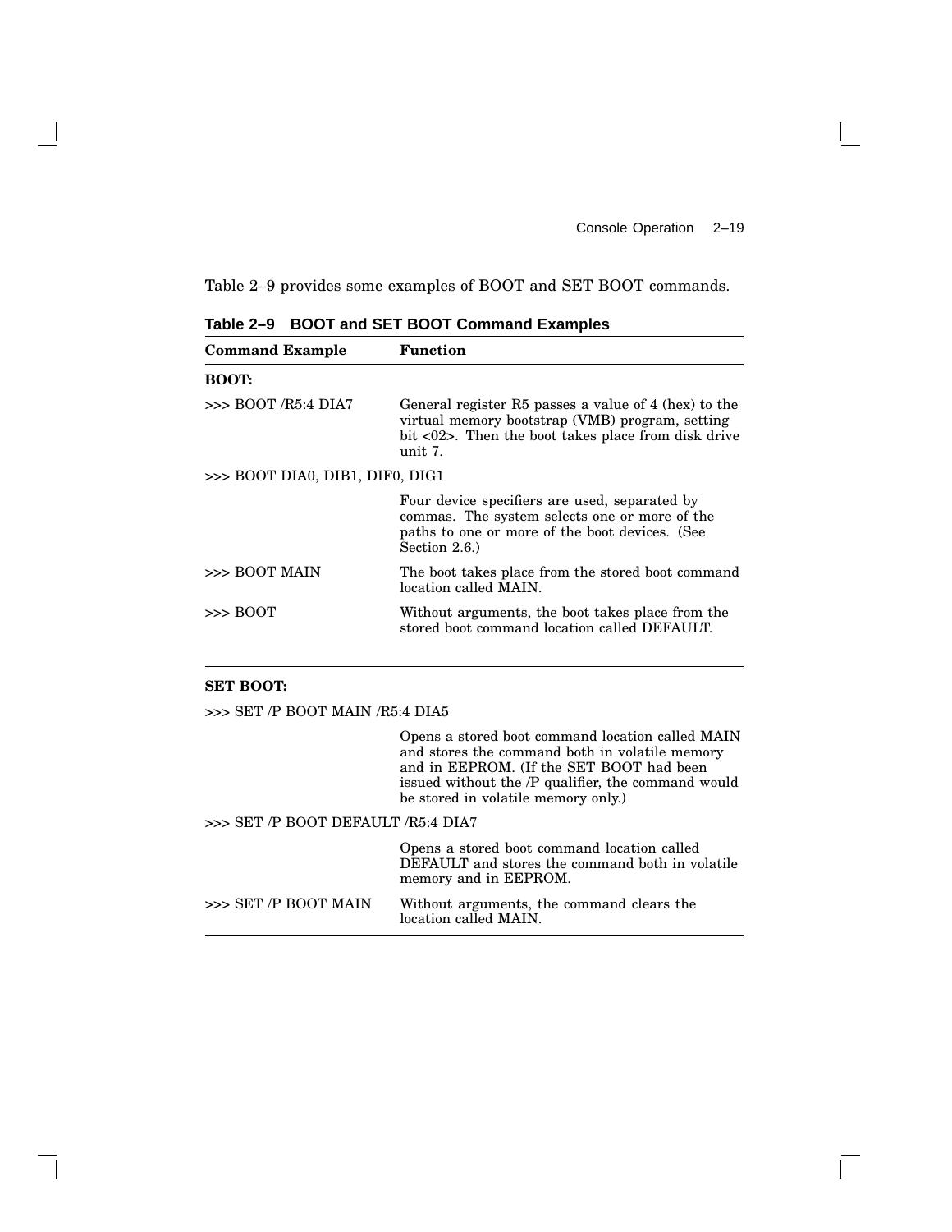Table 2–9 provides some examples of BOOT and SET BOOT commands.

**Table 2–9 BOOT and SET BOOT Command Examples**

| Command Example | Function |
|---|---|
| **BOOT:** | |
| >>> BOOT /R5:4 DIA7 | General register R5 passes a value of 4 (hex) to the virtual memory bootstrap (VMB) program, setting bit <02>. Then the boot takes place from disk drive unit 7. |
| >>> BOOT DIA0, DIB1, DIF0, DIG1 | |
| | Four device specifiers are used, separated by commas. The system selects one or more of the paths to one or more of the boot devices. (See Section 2.6.) |
| >>> BOOT MAIN | The boot takes place from the stored boot command location called MAIN. |
| >>> BOOT | Without arguments, the boot takes place from the stored boot command location called DEFAULT. |
| **SET BOOT:** | |
| >>> SET /P BOOT MAIN /R5:4 DIA5 | |
| | Opens a stored boot command location called MAIN and stores the command both in volatile memory and in EEPROM. (If the SET BOOT had been issued without the /P qualifier, the command would be stored in volatile memory only.) |
| >>> SET /P BOOT DEFAULT /R5:4 DIA7 | |
| | Opens a stored boot command location called DEFAULT and stores the command both in volatile memory and in EEPROM. |
| >>> SET /P BOOT MAIN | Without arguments, the command clears the location called MAIN. |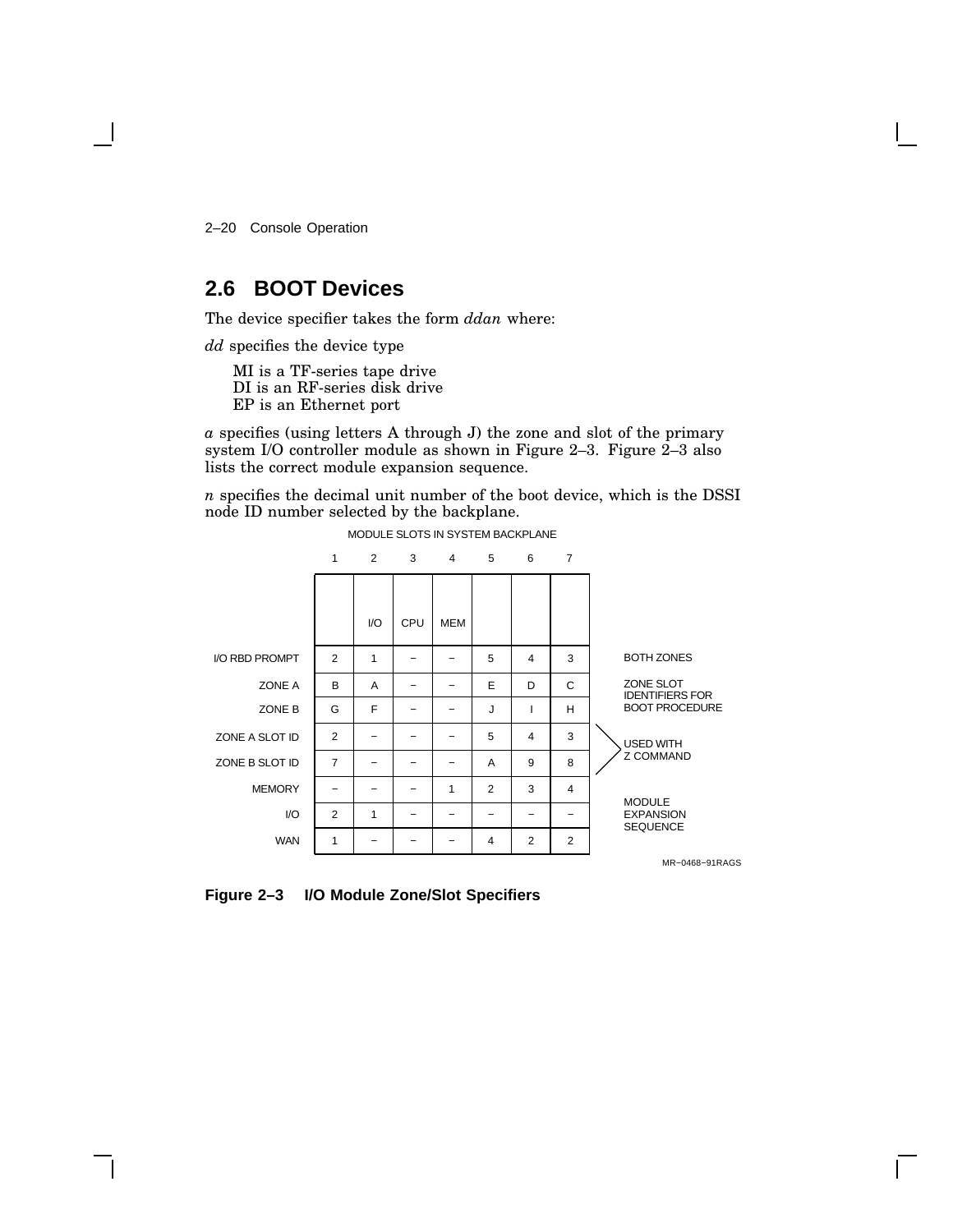## 2.6 BOOT Devices

The device specifier takes the form *ddan* where:

*dd* specifies the device type

MI is a TF-series tape drive
DI is an RF-series disk drive
EP is an Ethernet port

*a* specifies (using letters A through J) the zone and slot of the primary system I/O controller module as shown in Figure 2–3. Figure 2–3 also lists the correct module expansion sequence.

*n* specifies the decimal unit number of the boot device, which is the DSSI node ID number selected by the backplane.

MODULE SLOTS IN SYSTEM BACKPLANE

| | 1 | 2 | 3 | 4 | 5 | 6 | 7 | |
|---|---|---|---|---|---|---|---|---|
| | | I/O | CPU | MEM | | | | |
| I/O RBD PROMPT | 2 | 1 | – | – | 5 | 4 | 3 | BOTH ZONES |
| ZONE A | B | A | – | – | E | D | C | ZONE SLOT IDENTIFIERS FOR BOOT PROCEDURE |
| ZONE B | G | F | – | – | J | I | H | |
| ZONE A SLOT ID | 2 | – | – | – | 5 | 4 | 3 | USED WITH Z COMMAND |
| ZONE B SLOT ID | 7 | – | – | – | A | 9 | 8 | |
| MEMORY | – | – | – | 1 | 2 | 3 | 4 | MODULE EXPANSION SEQUENCE |
| I/O | 2 | 1 | – | – | – | – | – | |
| WAN | 1 | – | – | – | 4 | 2 | 2 | |

MR–0468–91RAGS

**Figure 2–3 I/O Module Zone/Slot Specifiers**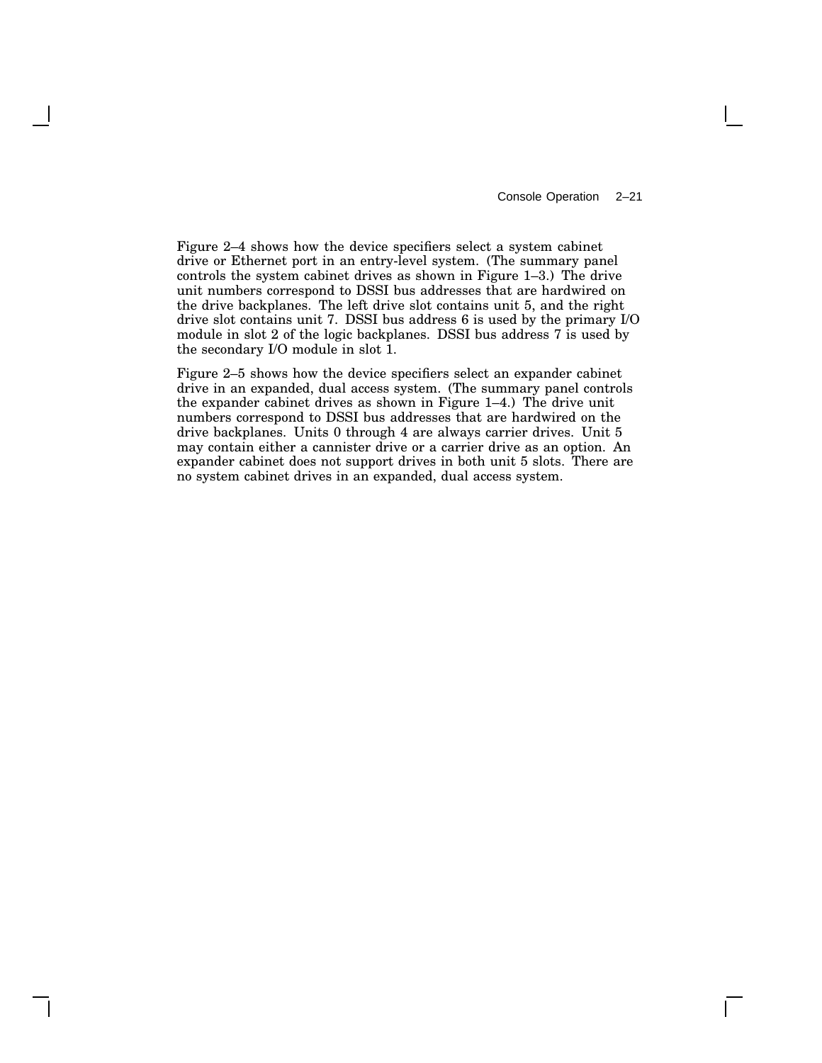Figure 2–4 shows how the device specifiers select a system cabinet drive or Ethernet port in an entry-level system. (The summary panel controls the system cabinet drives as shown in Figure 1–3.) The drive unit numbers correspond to DSSI bus addresses that are hardwired on the drive backplanes. The left drive slot contains unit 5, and the right drive slot contains unit 7. DSSI bus address 6 is used by the primary I/O module in slot 2 of the logic backplanes. DSSI bus address 7 is used by the secondary I/O module in slot 1.

Figure 2–5 shows how the device specifiers select an expander cabinet drive in an expanded, dual access system. (The summary panel controls the expander cabinet drives as shown in Figure 1–4.) The drive unit numbers correspond to DSSI bus addresses that are hardwired on the drive backplanes. Units 0 through 4 are always carrier drives. Unit 5 may contain either a cannister drive or a carrier drive as an option. An expander cabinet does not support drives in both unit 5 slots. There are no system cabinet drives in an expanded, dual access system.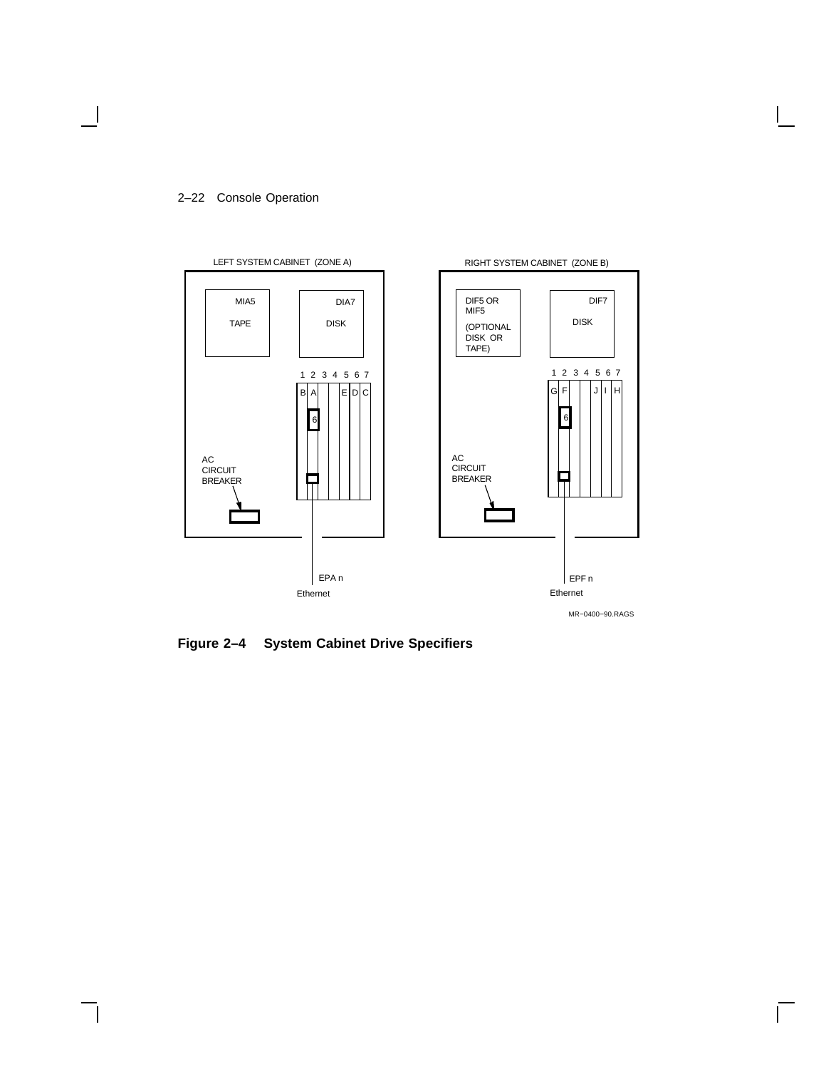LEFT SYSTEM CABINET (ZONE A)

MIA5 TAPE

DIA7 DISK

1 2 3 4 5 6 7

B A E D C

6

AC CIRCUIT BREAKER

EPA n

Ethernet

RIGHT SYSTEM CABINET (ZONE B)

DIF5 OR MIF5 (OPTIONAL DISK OR TAPE)

DIF7 DISK

1 2 3 4 5 6 7

G F J I H

6

AC CIRCUIT BREAKER

EPF n

Ethernet

MR−0400−90.RAGS

**Figure 2–4 System Cabinet Drive Specifiers**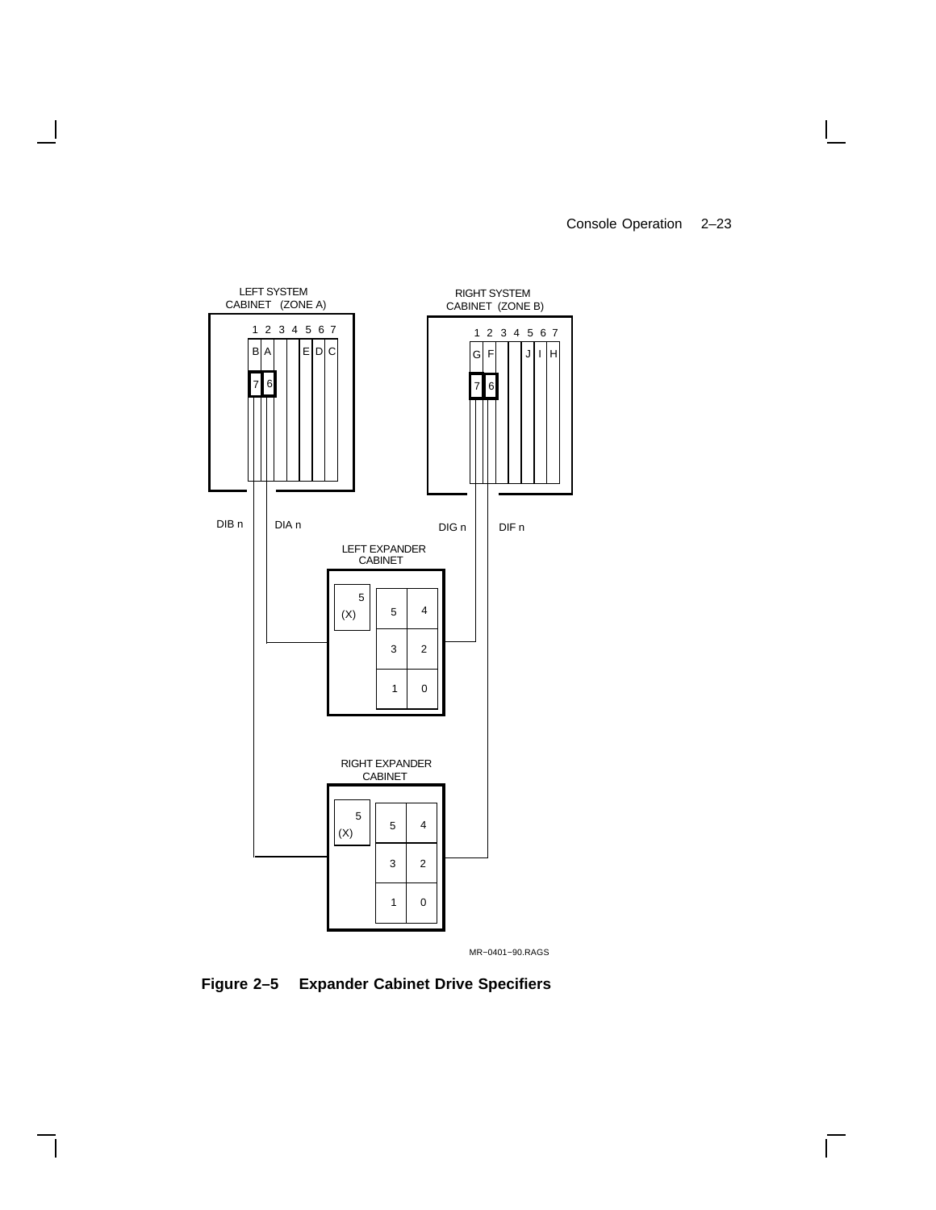**Figure 2–5 Expander Cabinet Drive Specifiers**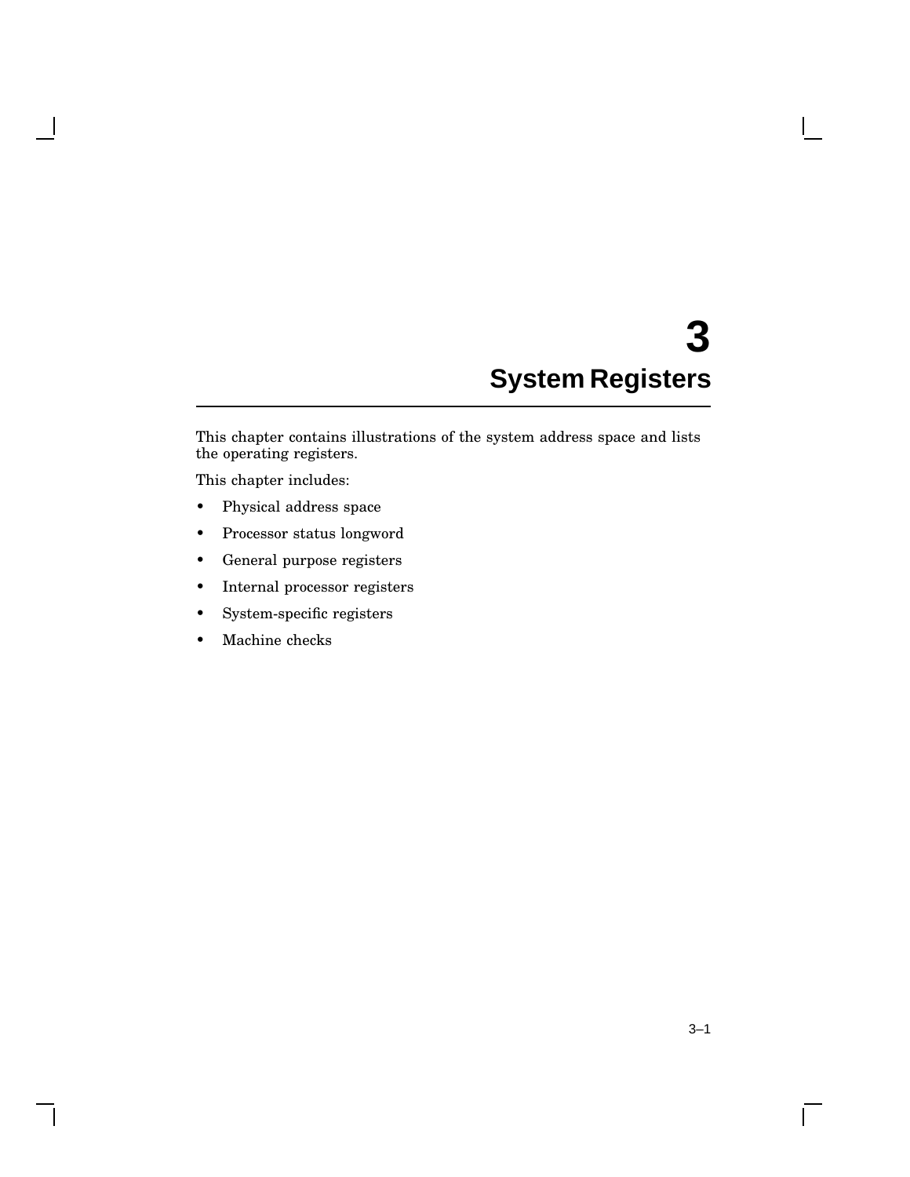# 3 System Registers

This chapter contains illustrations of the system address space and lists the operating registers.

This chapter includes:

- Physical address space
- Processor status longword
- General purpose registers
- Internal processor registers
- System-specific registers
- Machine checks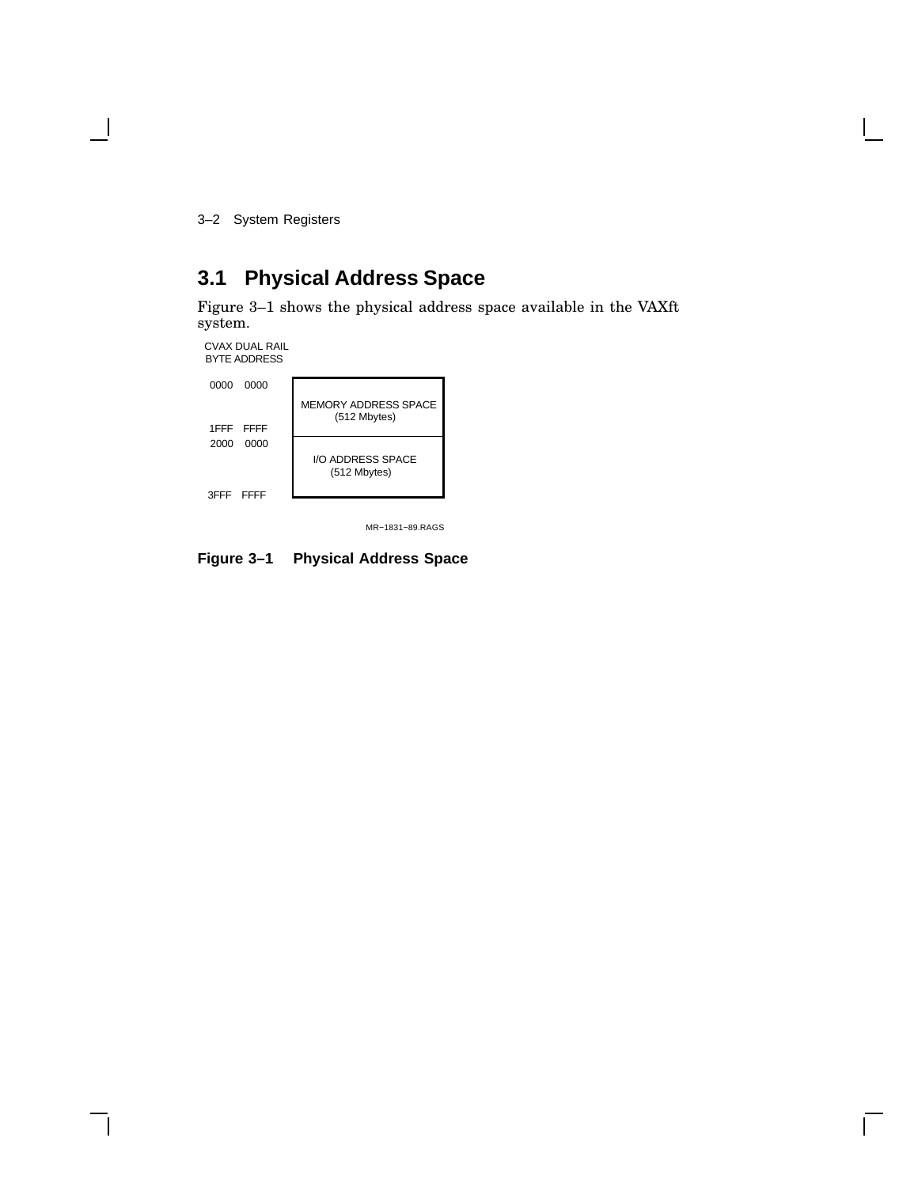## 3.1 Physical Address Space

Figure 3–1 shows the physical address space available in the VAXft system.

| CVAX DUAL RAIL BYTE ADDRESS | |
|---|---|
| 0000 0000 – 1FFF FFFF | MEMORY ADDRESS SPACE (512 Mbytes) |
| 2000 0000 – 3FFF FFFF | I/O ADDRESS SPACE (512 Mbytes) |

MR−1831−89.RAGS

**Figure 3–1 Physical Address Space**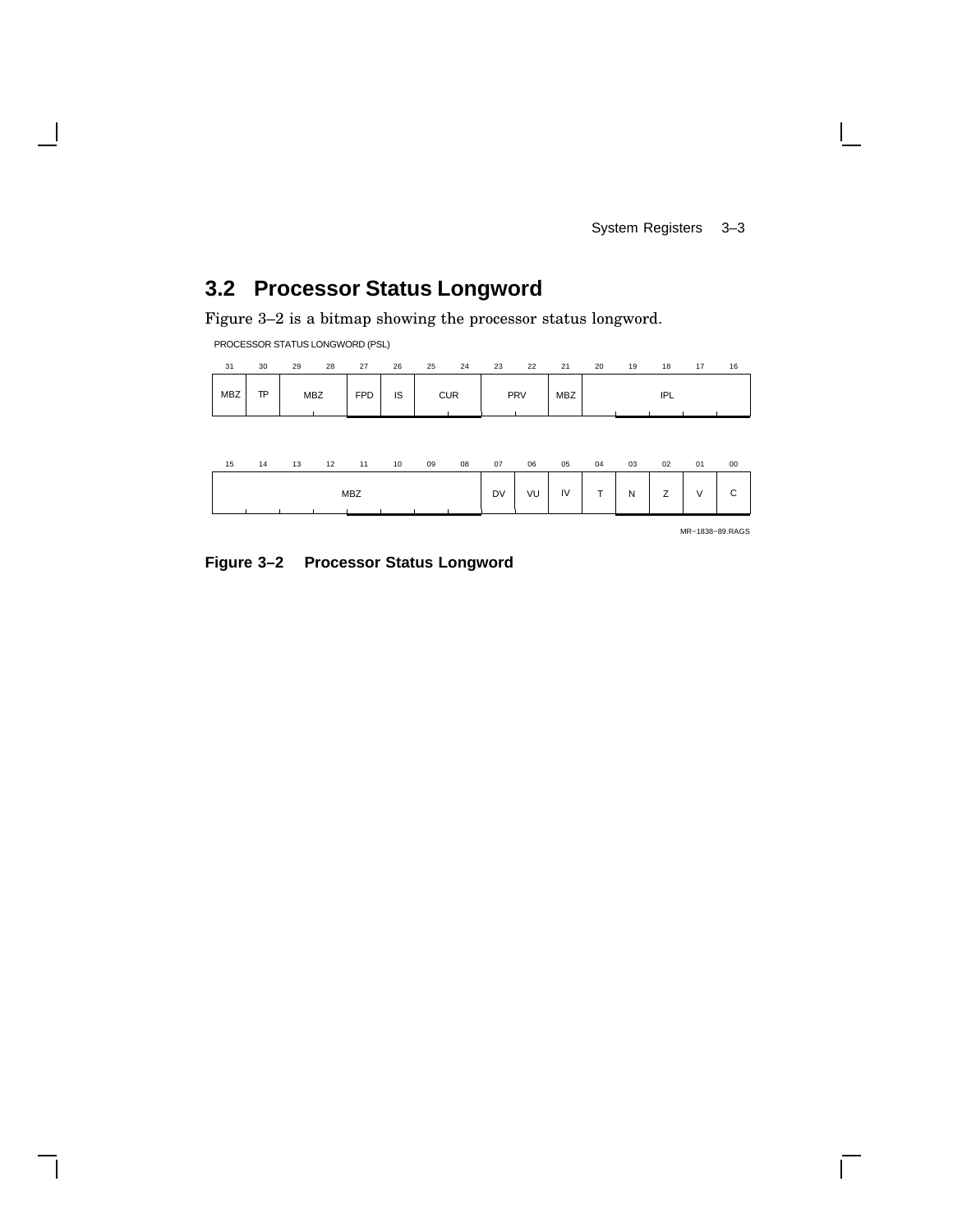## 3.2 Processor Status Longword

Figure 3–2 is a bitmap showing the processor status longword.

PROCESSOR STATUS LONGWORD (PSL)

| 31 | 30 | 29 | 28 | 27 | 26 | 25 | 24 | 23 | 22 | 21 | 20 | 19 | 18 | 17 | 16 |
|---|---|---|---|---|---|---|---|---|---|---|---|---|---|---|---|
| MBZ | TP | MBZ | | FPD | IS | CUR | | PRV | | MBZ | IPL | | | | |

| 15 | 14 | 13 | 12 | 11 | 10 | 09 | 08 | 07 | 06 | 05 | 04 | 03 | 02 | 01 | 00 |
|---|---|---|---|---|---|---|---|---|---|---|---|---|---|---|---|
| MBZ | | | | | | | | DV | VU | IV | T | N | Z | V | C |

MR−1838−89.RAGS

**Figure 3–2 Processor Status Longword**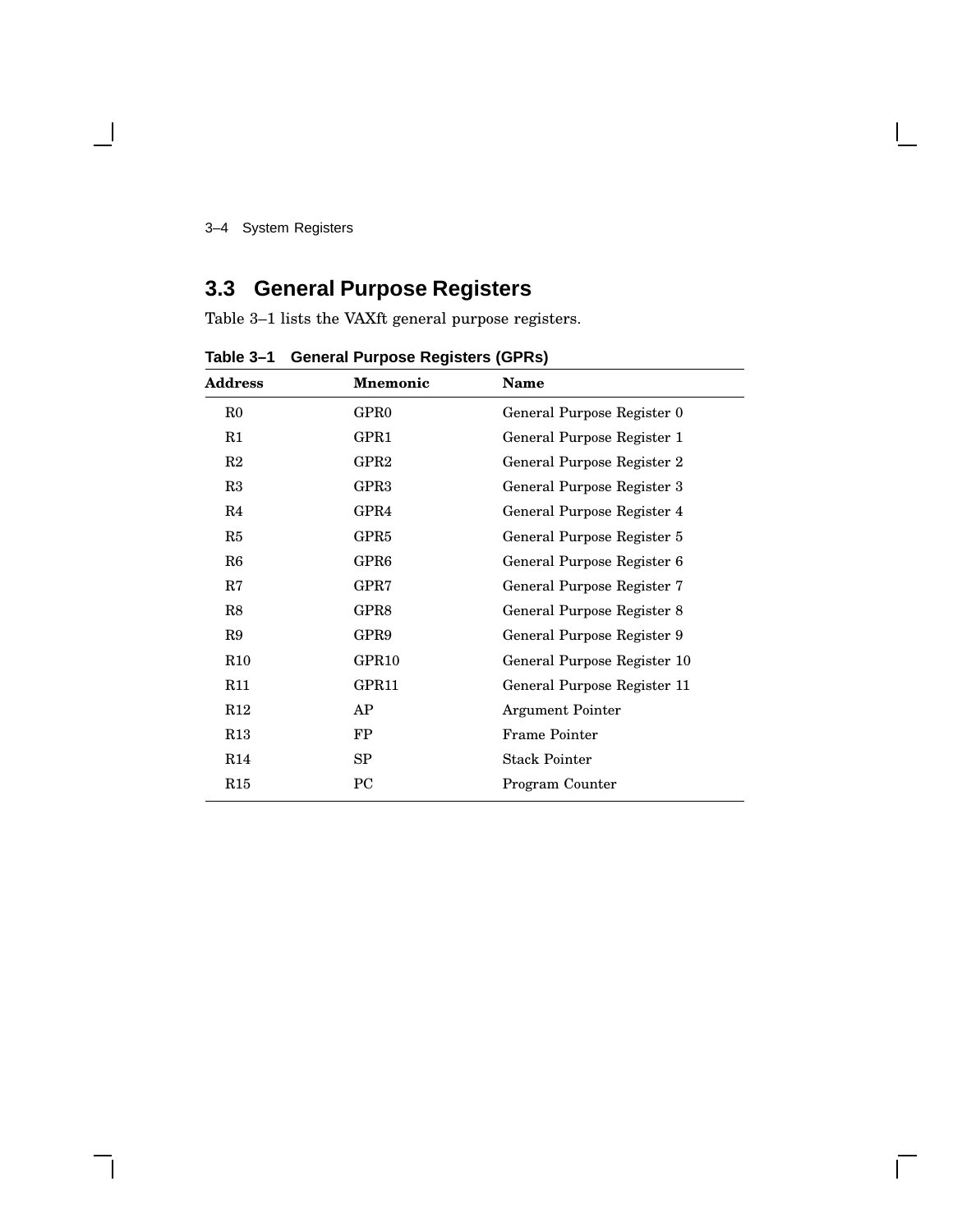## 3.3 General Purpose Registers

Table 3–1 lists the VAXft general purpose registers.

**Table 3–1 General Purpose Registers (GPRs)**

| Address | Mnemonic | Name |
|---|---|---|
| R0 | GPR0 | General Purpose Register 0 |
| R1 | GPR1 | General Purpose Register 1 |
| R2 | GPR2 | General Purpose Register 2 |
| R3 | GPR3 | General Purpose Register 3 |
| R4 | GPR4 | General Purpose Register 4 |
| R5 | GPR5 | General Purpose Register 5 |
| R6 | GPR6 | General Purpose Register 6 |
| R7 | GPR7 | General Purpose Register 7 |
| R8 | GPR8 | General Purpose Register 8 |
| R9 | GPR9 | General Purpose Register 9 |
| R10 | GPR10 | General Purpose Register 10 |
| R11 | GPR11 | General Purpose Register 11 |
| R12 | AP | Argument Pointer |
| R13 | FP | Frame Pointer |
| R14 | SP | Stack Pointer |
| R15 | PC | Program Counter |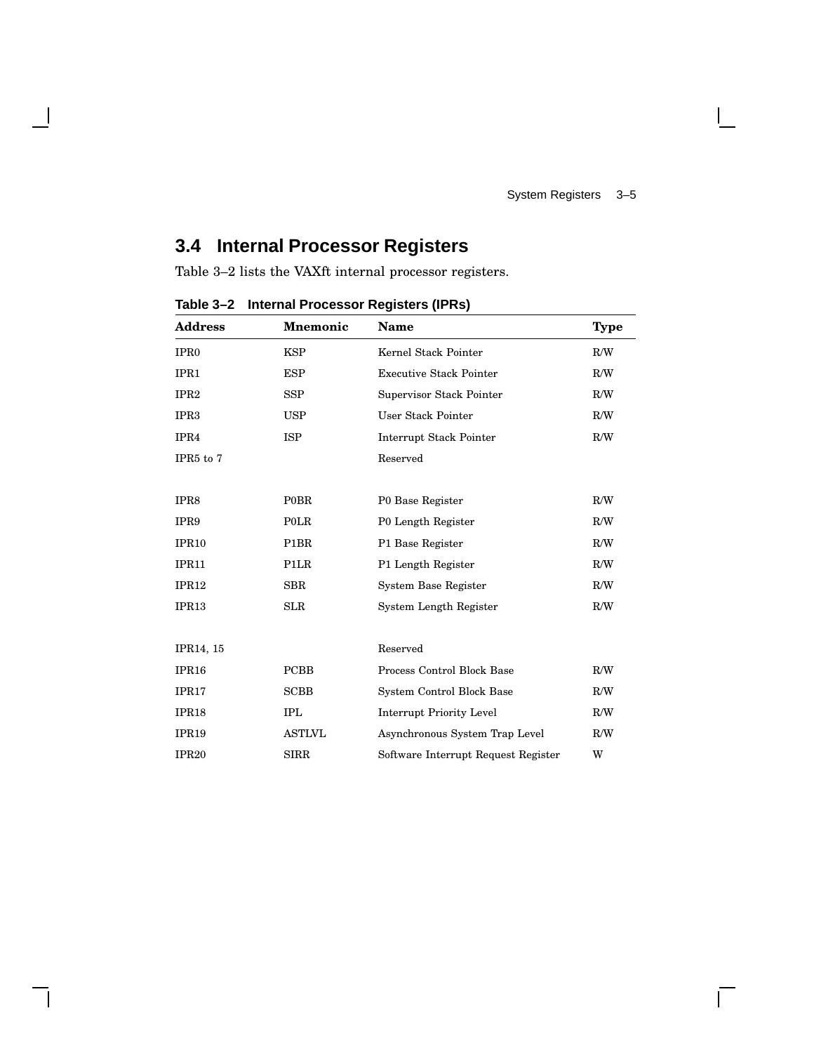## 3.4 Internal Processor Registers

Table 3–2 lists the VAXft internal processor registers.

**Table 3–2 Internal Processor Registers (IPRs)**

| Address | Mnemonic | Name | Type |
|---|---|---|---|
| IPR0 | KSP | Kernel Stack Pointer | R/W |
| IPR1 | ESP | Executive Stack Pointer | R/W |
| IPR2 | SSP | Supervisor Stack Pointer | R/W |
| IPR3 | USP | User Stack Pointer | R/W |
| IPR4 | ISP | Interrupt Stack Pointer | R/W |
| IPR5 to 7 | | Reserved | |
| IPR8 | P0BR | P0 Base Register | R/W |
| IPR9 | P0LR | P0 Length Register | R/W |
| IPR10 | P1BR | P1 Base Register | R/W |
| IPR11 | P1LR | P1 Length Register | R/W |
| IPR12 | SBR | System Base Register | R/W |
| IPR13 | SLR | System Length Register | R/W |
| IPR14, 15 | | Reserved | |
| IPR16 | PCBB | Process Control Block Base | R/W |
| IPR17 | SCBB | System Control Block Base | R/W |
| IPR18 | IPL | Interrupt Priority Level | R/W |
| IPR19 | ASTLVL | Asynchronous System Trap Level | R/W |
| IPR20 | SIRR | Software Interrupt Request Register | W |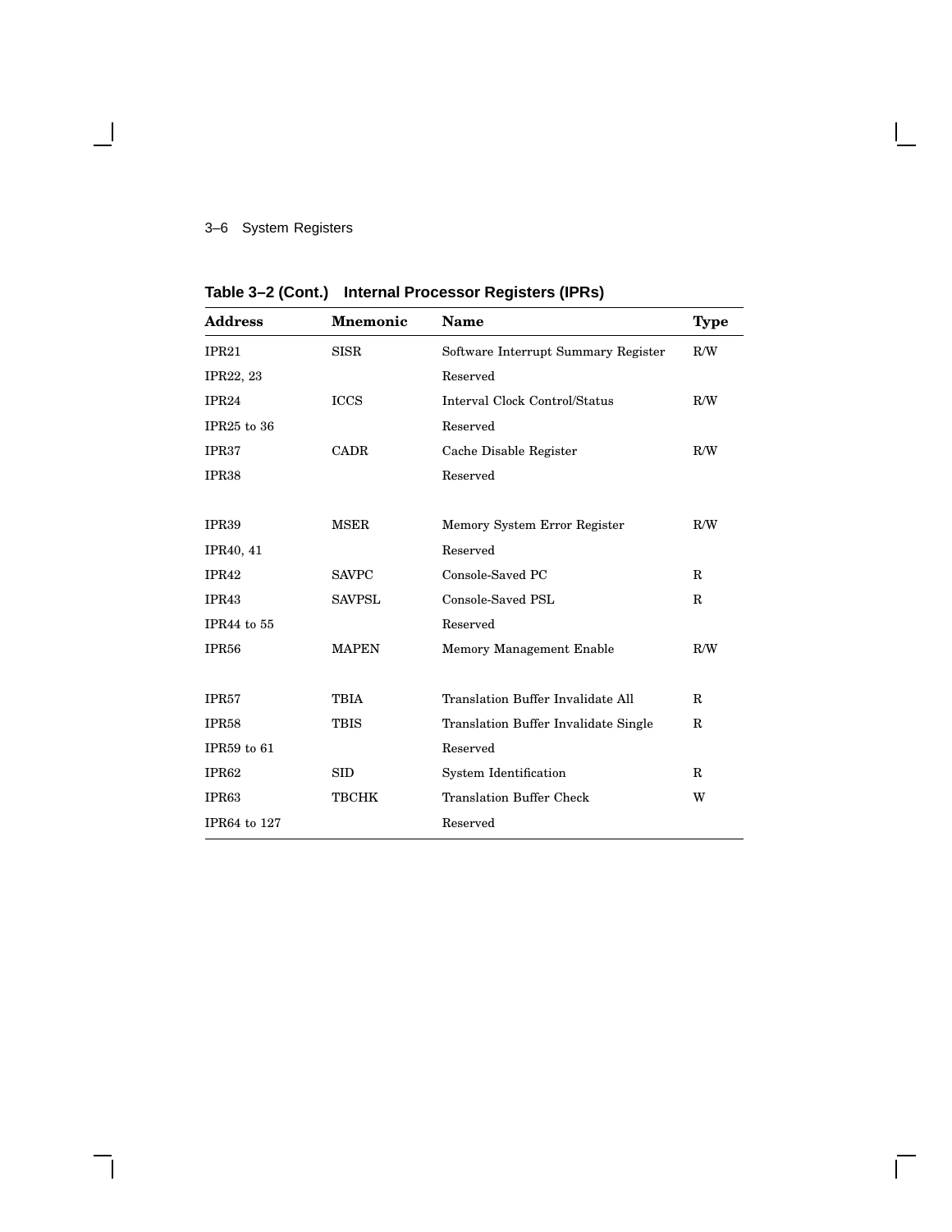**Table 3–2 (Cont.) Internal Processor Registers (IPRs)**

| Address | Mnemonic | Name | Type |
|---|---|---|---|
| IPR21 | SISR | Software Interrupt Summary Register | R/W |
| IPR22, 23 | | Reserved | |
| IPR24 | ICCS | Interval Clock Control/Status | R/W |
| IPR25 to 36 | | Reserved | |
| IPR37 | CADR | Cache Disable Register | R/W |
| IPR38 | | Reserved | |
| IPR39 | MSER | Memory System Error Register | R/W |
| IPR40, 41 | | Reserved | |
| IPR42 | SAVPC | Console-Saved PC | R |
| IPR43 | SAVPSL | Console-Saved PSL | R |
| IPR44 to 55 | | Reserved | |
| IPR56 | MAPEN | Memory Management Enable | R/W |
| IPR57 | TBIA | Translation Buffer Invalidate All | R |
| IPR58 | TBIS | Translation Buffer Invalidate Single | R |
| IPR59 to 61 | | Reserved | |
| IPR62 | SID | System Identification | R |
| IPR63 | TBCHK | Translation Buffer Check | W |
| IPR64 to 127 | | Reserved | |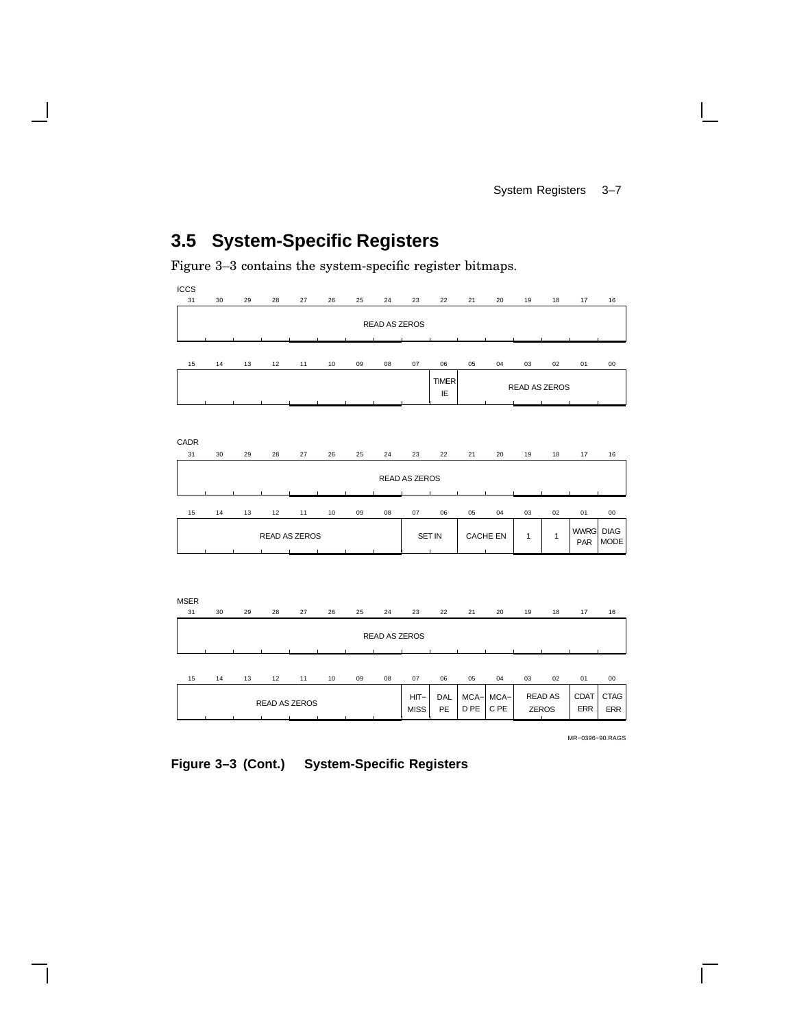## 3.5 System-Specific Registers

Figure 3–3 contains the system-specific register bitmaps.

**ICCS**

| 31–16 |
|---|
| READ AS ZEROS |

| 15–07 | 06 | 05–00 |
|---|---|---|
| | TIMER IE | READ AS ZEROS |

**CADR**

| 31–16 |
|---|
| READ AS ZEROS |

| 15–08 | 07–06 | 05–04 | 03 | 02 | 01 | 00 |
|---|---|---|---|---|---|---|
| READ AS ZEROS | SET IN | CACHE EN | 1 | 1 | WWRG PAR | DIAG MODE |

**MSER**

| 31–16 |
|---|
| READ AS ZEROS |

| 15–08 | 07 | 06 | 05 | 04 | 03–02 | 01 | 00 |
|---|---|---|---|---|---|---|---|
| READ AS ZEROS | HIT–MISS | DAL PE | MCA–D PE | MCA–C PE | READ AS ZEROS | CDAT ERR | CTAG ERR |

MR−0396−90.RAGS

**Figure 3–3 (Cont.) System-Specific Registers**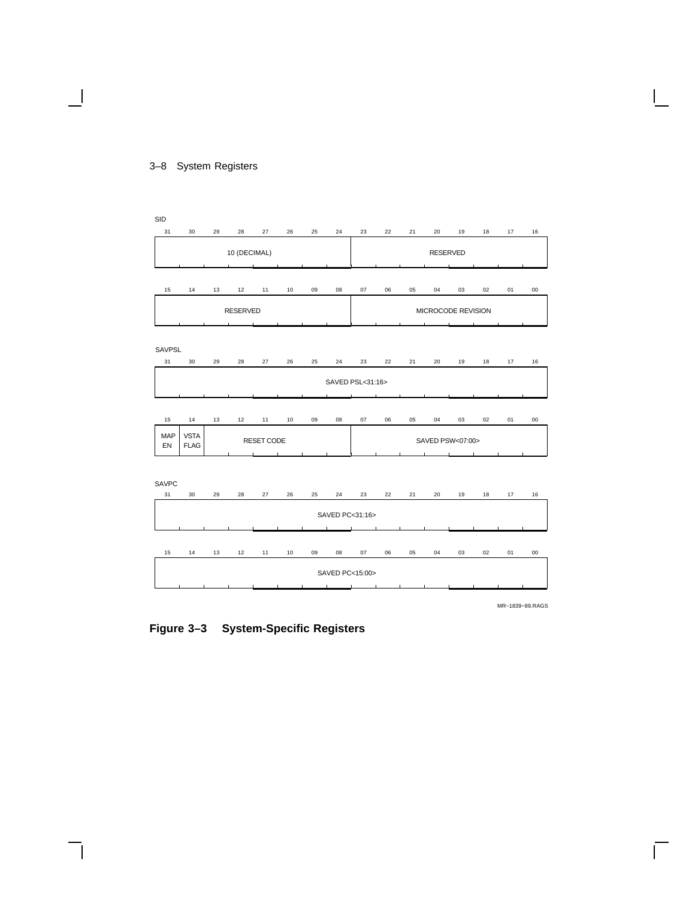SID

| 31 | 30 | 29 | 28 | 27 | 26 | 25 | 24 | 23 | 22 | 21 | 20 | 19 | 18 | 17 | 16 |
|---|---|---|---|---|---|---|---|---|---|---|---|---|---|---|---|
| 10 (DECIMAL) | | | | | | | | RESERVED | | | | | | | |

| 15 | 14 | 13 | 12 | 11 | 10 | 09 | 08 | 07 | 06 | 05 | 04 | 03 | 02 | 01 | 00 |
|---|---|---|---|---|---|---|---|---|---|---|---|---|---|---|---|
| RESERVED | | | | | | | | MICROCODE REVISION | | | | | | | |

SAVPSL

| 31 | 30 | 29 | 28 | 27 | 26 | 25 | 24 | 23 | 22 | 21 | 20 | 19 | 18 | 17 | 16 |
|---|---|---|---|---|---|---|---|---|---|---|---|---|---|---|---|
| SAVED PSL<31:16> | | | | | | | | | | | | | | | |

| 15 | 14 | 13 | 12 | 11 | 10 | 09 | 08 | 07 | 06 | 05 | 04 | 03 | 02 | 01 | 00 |
|---|---|---|---|---|---|---|---|---|---|---|---|---|---|---|---|
| MAP EN | VSTA FLAG | RESET CODE | | | | | | SAVED PSW<07:00> | | | | | | | |

SAVPC

| 31 | 30 | 29 | 28 | 27 | 26 | 25 | 24 | 23 | 22 | 21 | 20 | 19 | 18 | 17 | 16 |
|---|---|---|---|---|---|---|---|---|---|---|---|---|---|---|---|
| SAVED PC<31:16> | | | | | | | | | | | | | | | |

| 15 | 14 | 13 | 12 | 11 | 10 | 09 | 08 | 07 | 06 | 05 | 04 | 03 | 02 | 01 | 00 |
|---|---|---|---|---|---|---|---|---|---|---|---|---|---|---|---|
| SAVED PC<15:00> | | | | | | | | | | | | | | | |

MR−1839−89.RAGS

**Figure 3–3 System-Specific Registers**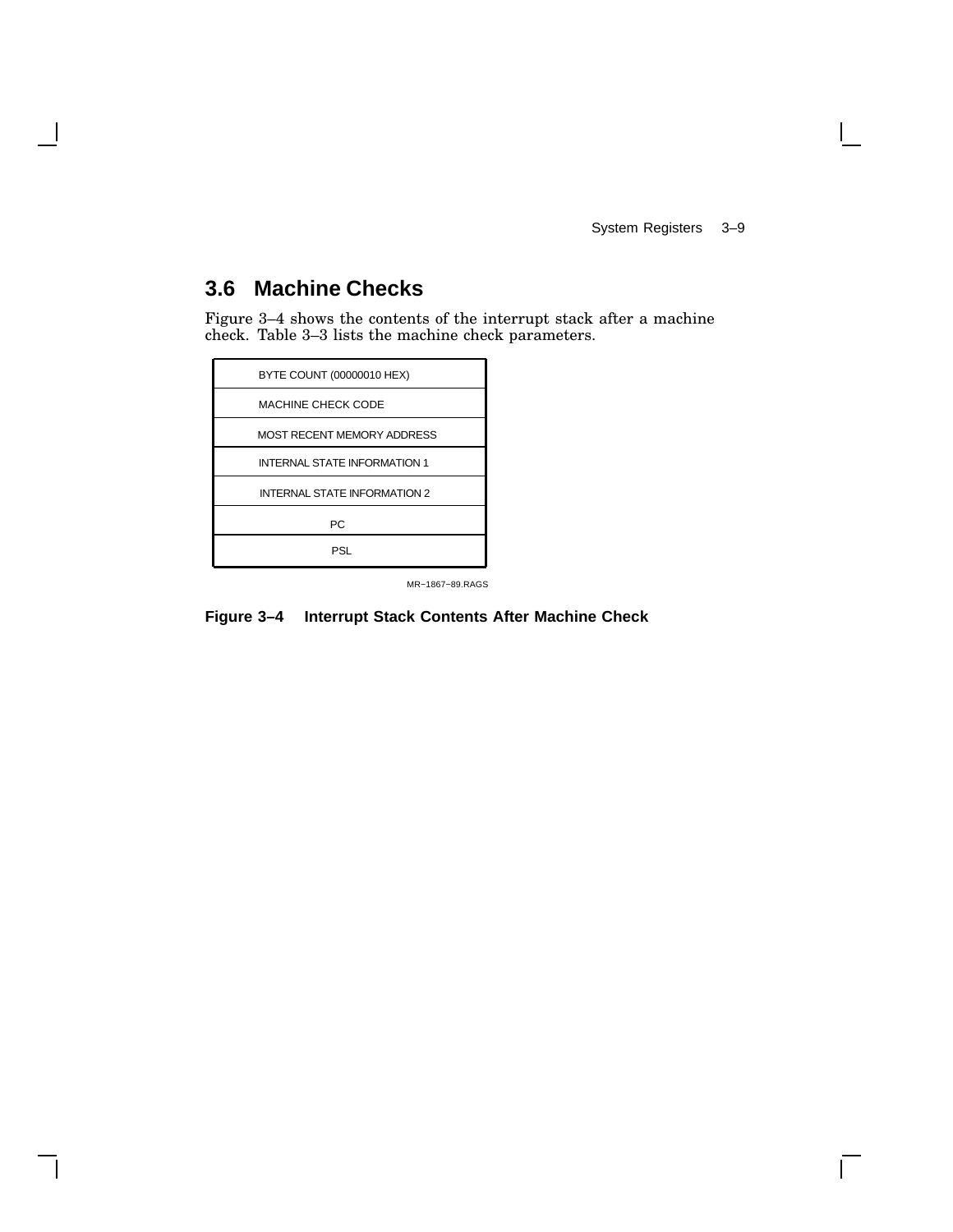## 3.6 Machine Checks

Figure 3–4 shows the contents of the interrupt stack after a machine check. Table 3–3 lists the machine check parameters.

| BYTE COUNT (00000010 HEX) |
|---|
| MACHINE CHECK CODE |
| MOST RECENT MEMORY ADDRESS |
| INTERNAL STATE INFORMATION 1 |
| INTERNAL STATE INFORMATION 2 |
| PC |
| PSL |

MR−1867−89.RAGS

**Figure 3–4 Interrupt Stack Contents After Machine Check**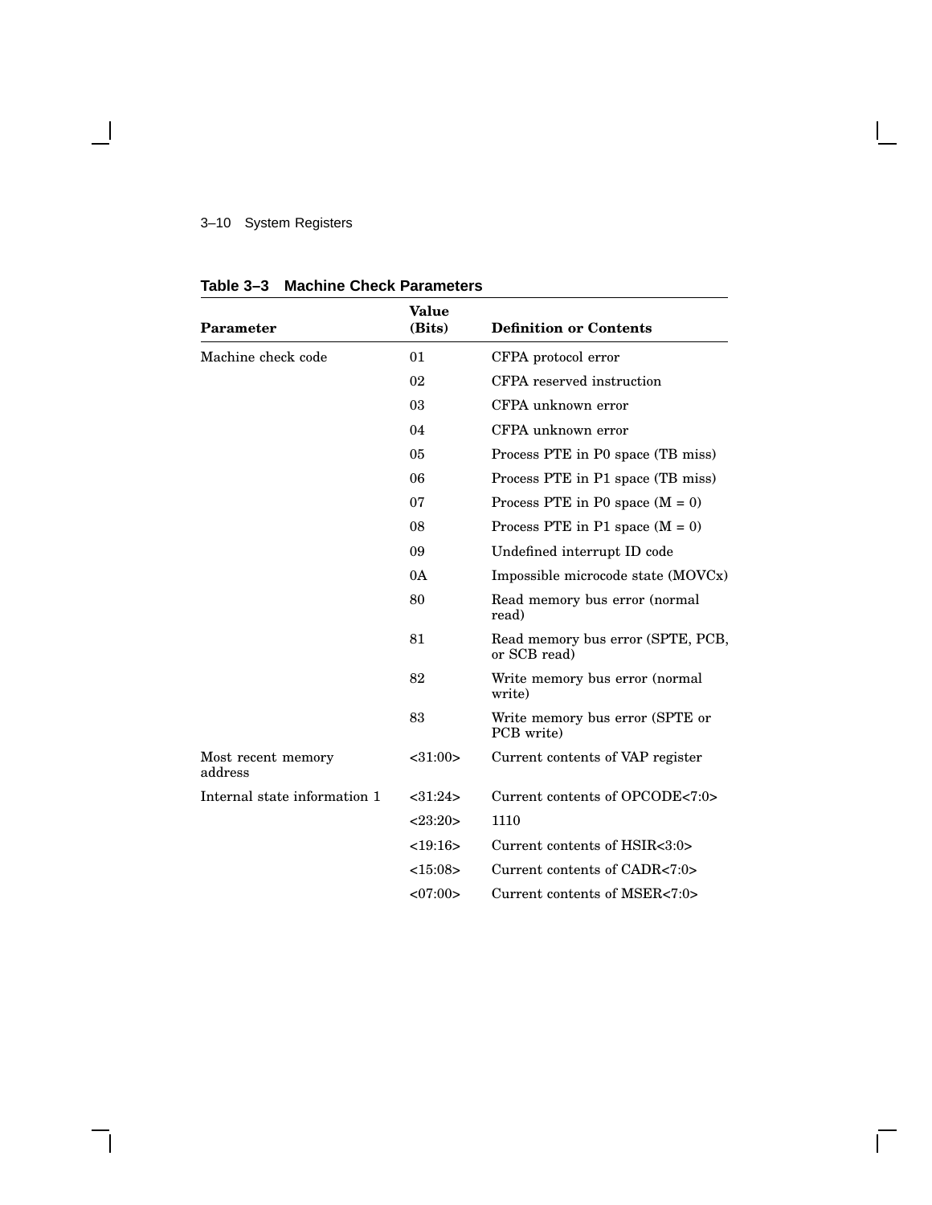**Table 3–3 Machine Check Parameters**

| Parameter | Value (Bits) | Definition or Contents |
|---|---|---|
| Machine check code | 01 | CFPA protocol error |
| | 02 | CFPA reserved instruction |
| | 03 | CFPA unknown error |
| | 04 | CFPA unknown error |
| | 05 | Process PTE in P0 space (TB miss) |
| | 06 | Process PTE in P1 space (TB miss) |
| | 07 | Process PTE in P0 space (M = 0) |
| | 08 | Process PTE in P1 space (M = 0) |
| | 09 | Undefined interrupt ID code |
| | 0A | Impossible microcode state (MOVCx) |
| | 80 | Read memory bus error (normal read) |
| | 81 | Read memory bus error (SPTE, PCB, or SCB read) |
| | 82 | Write memory bus error (normal write) |
| | 83 | Write memory bus error (SPTE or PCB write) |
| Most recent memory address | <31:00> | Current contents of VAP register |
| Internal state information 1 | <31:24> | Current contents of OPCODE<7:0> |
| | <23:20> | 1110 |
| | <19:16> | Current contents of HSIR<3:0> |
| | <15:08> | Current contents of CADR<7:0> |
| | <07:00> | Current contents of MSER<7:0> |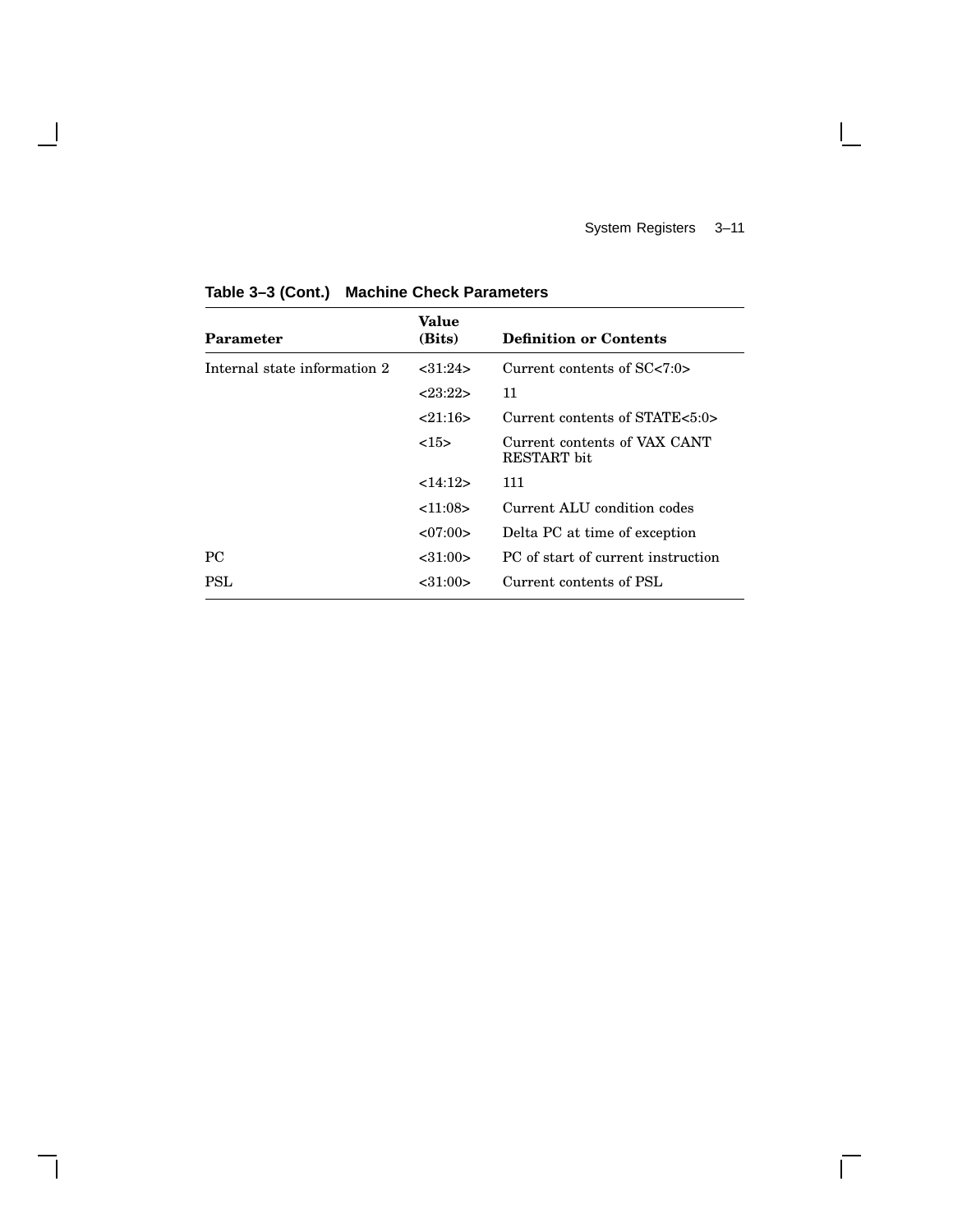**Table 3–3 (Cont.) Machine Check Parameters**

| Parameter | Value (Bits) | Definition or Contents |
|---|---|---|
| Internal state information 2 | <31:24> | Current contents of SC<7:0> |
| | <23:22> | 11 |
| | <21:16> | Current contents of STATE<5:0> |
| | <15> | Current contents of VAX CANT RESTART bit |
| | <14:12> | 111 |
| | <11:08> | Current ALU condition codes |
| | <07:00> | Delta PC at time of exception |
| PC | <31:00> | PC of start of current instruction |
| PSL | <31:00> | Current contents of PSL |